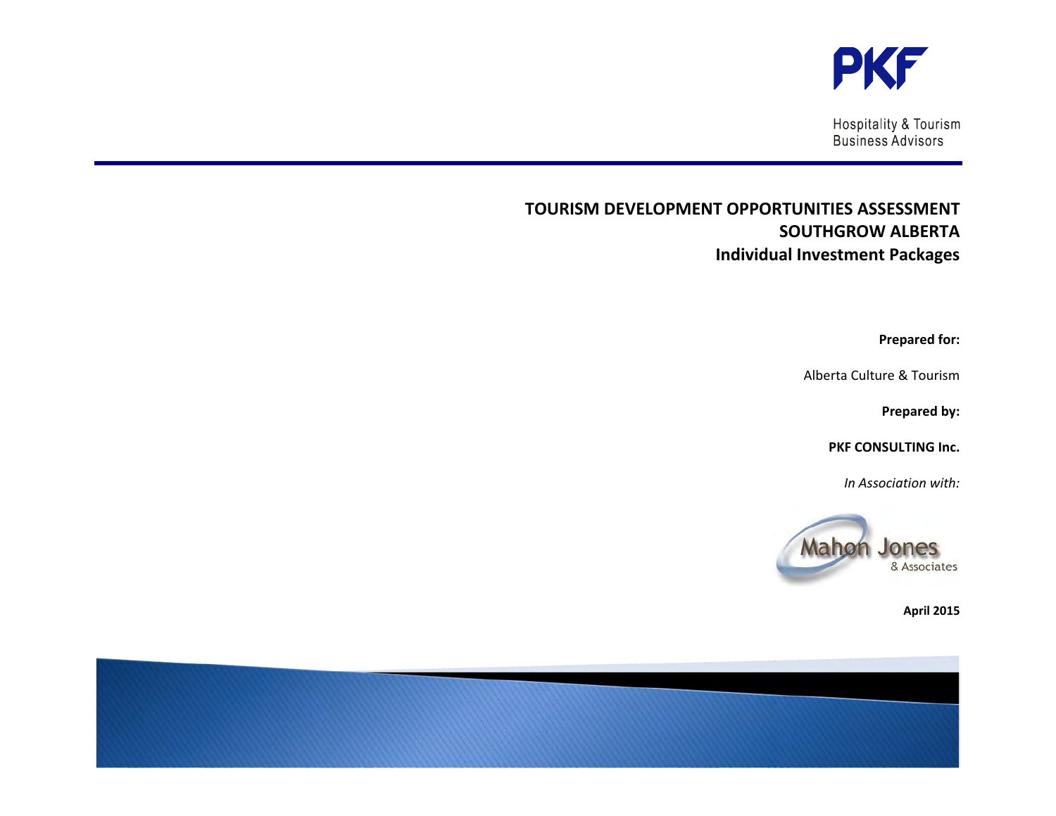PKF

Hospitality & Tourism
Business Advisors

# TOURISM DEVELOPMENT OPPORTUNITIES ASSESSMENT
# SOUTHGROW ALBERTA
# Individual Investment Packages

**Prepared for:**

Alberta Culture & Tourism

**Prepared by:**

**PKF CONSULTING Inc.**

*In Association with:*

Mahon Jones & Associates

**April 2015**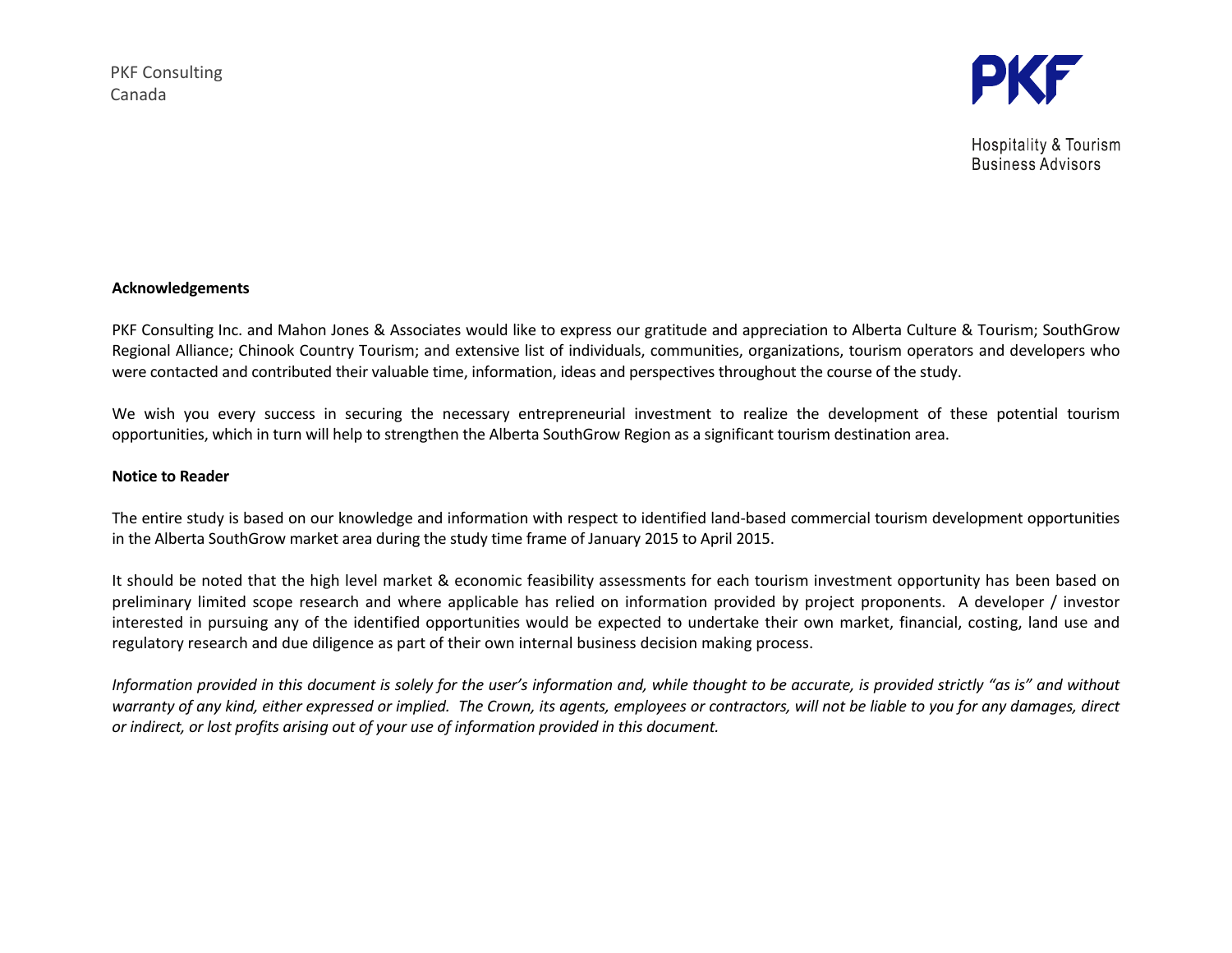PKF Consulting
Canada

Hospitality & Tourism
Business Advisors

**Acknowledgements**

PKF Consulting Inc. and Mahon Jones & Associates would like to express our gratitude and appreciation to Alberta Culture & Tourism; SouthGrow Regional Alliance; Chinook Country Tourism; and extensive list of individuals, communities, organizations, tourism operators and developers who were contacted and contributed their valuable time, information, ideas and perspectives throughout the course of the study.

We wish you every success in securing the necessary entrepreneurial investment to realize the development of these potential tourism opportunities, which in turn will help to strengthen the Alberta SouthGrow Region as a significant tourism destination area.

**Notice to Reader**

The entire study is based on our knowledge and information with respect to identified land-based commercial tourism development opportunities in the Alberta SouthGrow market area during the study time frame of January 2015 to April 2015.

It should be noted that the high level market & economic feasibility assessments for each tourism investment opportunity has been based on preliminary limited scope research and where applicable has relied on information provided by project proponents. A developer / investor interested in pursuing any of the identified opportunities would be expected to undertake their own market, financial, costing, land use and regulatory research and due diligence as part of their own internal business decision making process.

*Information provided in this document is solely for the user's information and, while thought to be accurate, is provided strictly "as is" and without warranty of any kind, either expressed or implied. The Crown, its agents, employees or contractors, will not be liable to you for any damages, direct or indirect, or lost profits arising out of your use of information provided in this document.*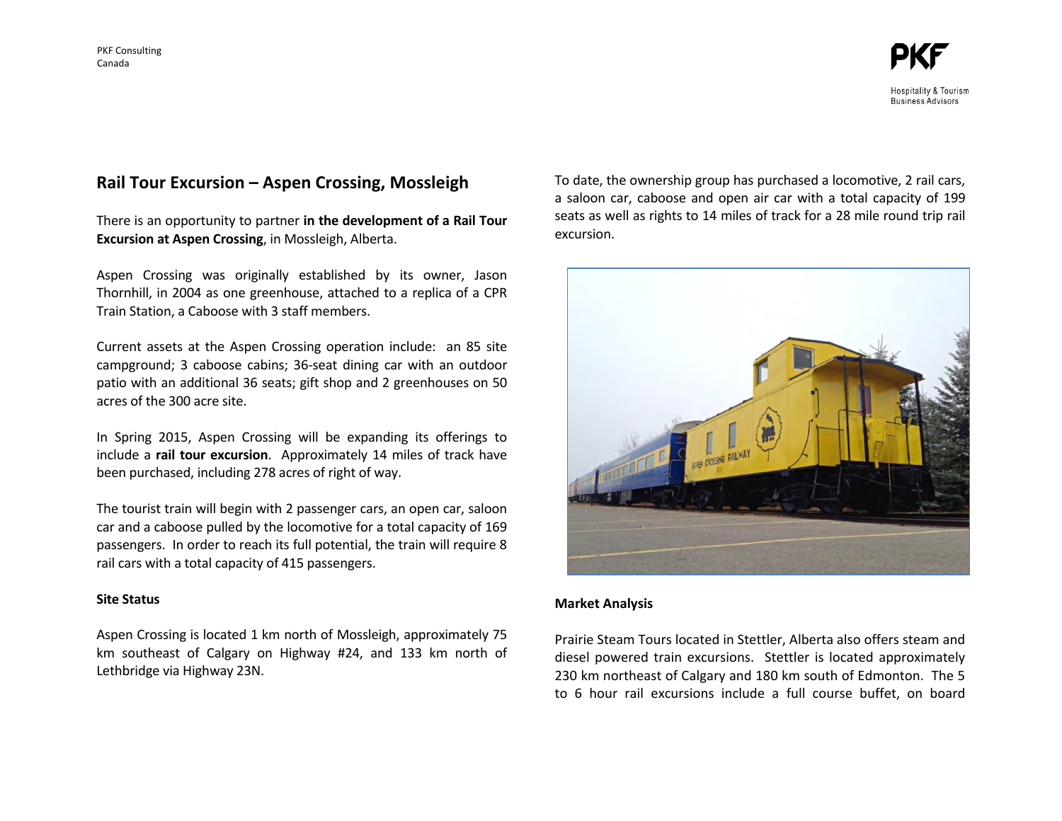## Rail Tour Excursion – Aspen Crossing, Mossleigh

There is an opportunity to partner **in the development of a Rail Tour Excursion at Aspen Crossing**, in Mossleigh, Alberta.

Aspen Crossing was originally established by its owner, Jason Thornhill, in 2004 as one greenhouse, attached to a replica of a CPR Train Station, a Caboose with 3 staff members.

Current assets at the Aspen Crossing operation include: an 85 site campground; 3 caboose cabins; 36-seat dining car with an outdoor patio with an additional 36 seats; gift shop and 2 greenhouses on 50 acres of the 300 acre site.

In Spring 2015, Aspen Crossing will be expanding its offerings to include a **rail tour excursion**. Approximately 14 miles of track have been purchased, including 278 acres of right of way.

The tourist train will begin with 2 passenger cars, an open car, saloon car and a caboose pulled by the locomotive for a total capacity of 169 passengers. In order to reach its full potential, the train will require 8 rail cars with a total capacity of 415 passengers.

### Site Status

Aspen Crossing is located 1 km north of Mossleigh, approximately 75 km southeast of Calgary on Highway #24, and 133 km north of Lethbridge via Highway 23N.

To date, the ownership group has purchased a locomotive, 2 rail cars, a saloon car, caboose and open air car with a total capacity of 199 seats as well as rights to 14 miles of track for a 28 mile round trip rail excursion.

### Market Analysis

Prairie Steam Tours located in Stettler, Alberta also offers steam and diesel powered train excursions. Stettler is located approximately 230 km northeast of Calgary and 180 km south of Edmonton. The 5 to 6 hour rail excursions include a full course buffet, on board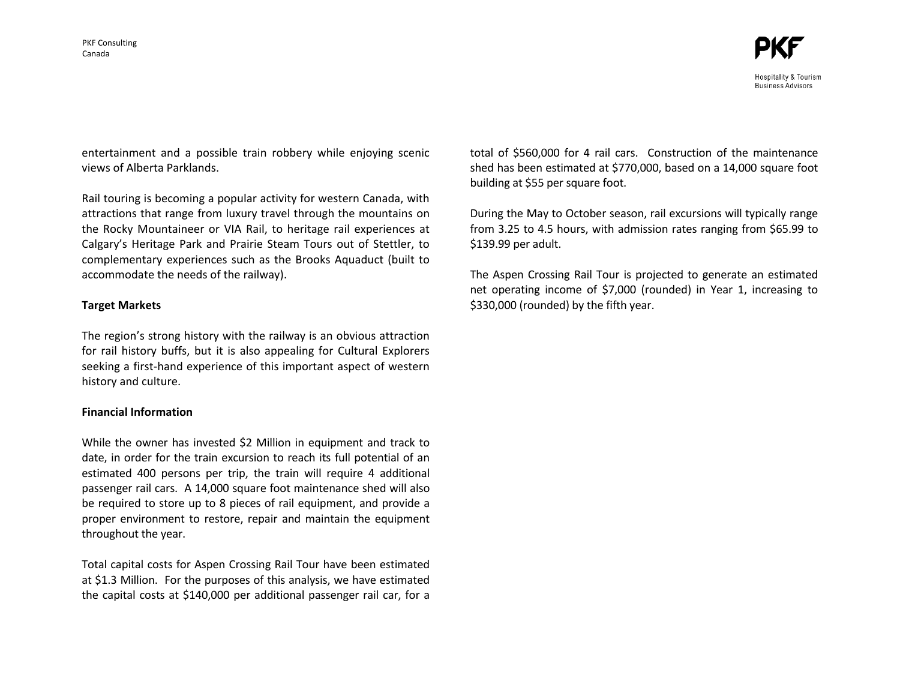entertainment and a possible train robbery while enjoying scenic views of Alberta Parklands.

Rail touring is becoming a popular activity for western Canada, with attractions that range from luxury travel through the mountains on the Rocky Mountaineer or VIA Rail, to heritage rail experiences at Calgary's Heritage Park and Prairie Steam Tours out of Stettler, to complementary experiences such as the Brooks Aquaduct (built to accommodate the needs of the railway).

**Target Markets**

The region's strong history with the railway is an obvious attraction for rail history buffs, but it is also appealing for Cultural Explorers seeking a first-hand experience of this important aspect of western history and culture.

**Financial Information**

While the owner has invested $2 Million in equipment and track to date, in order for the train excursion to reach its full potential of an estimated 400 persons per trip, the train will require 4 additional passenger rail cars. A 14,000 square foot maintenance shed will also be required to store up to 8 pieces of rail equipment, and provide a proper environment to restore, repair and maintain the equipment throughout the year.

Total capital costs for Aspen Crossing Rail Tour have been estimated at $1.3 Million. For the purposes of this analysis, we have estimated the capital costs at $140,000 per additional passenger rail car, for a total of $560,000 for 4 rail cars. Construction of the maintenance shed has been estimated at $770,000, based on a 14,000 square foot building at $55 per square foot.

During the May to October season, rail excursions will typically range from 3.25 to 4.5 hours, with admission rates ranging from $65.99 to $139.99 per adult.

The Aspen Crossing Rail Tour is projected to generate an estimated net operating income of $7,000 (rounded) in Year 1, increasing to $330,000 (rounded) by the fifth year.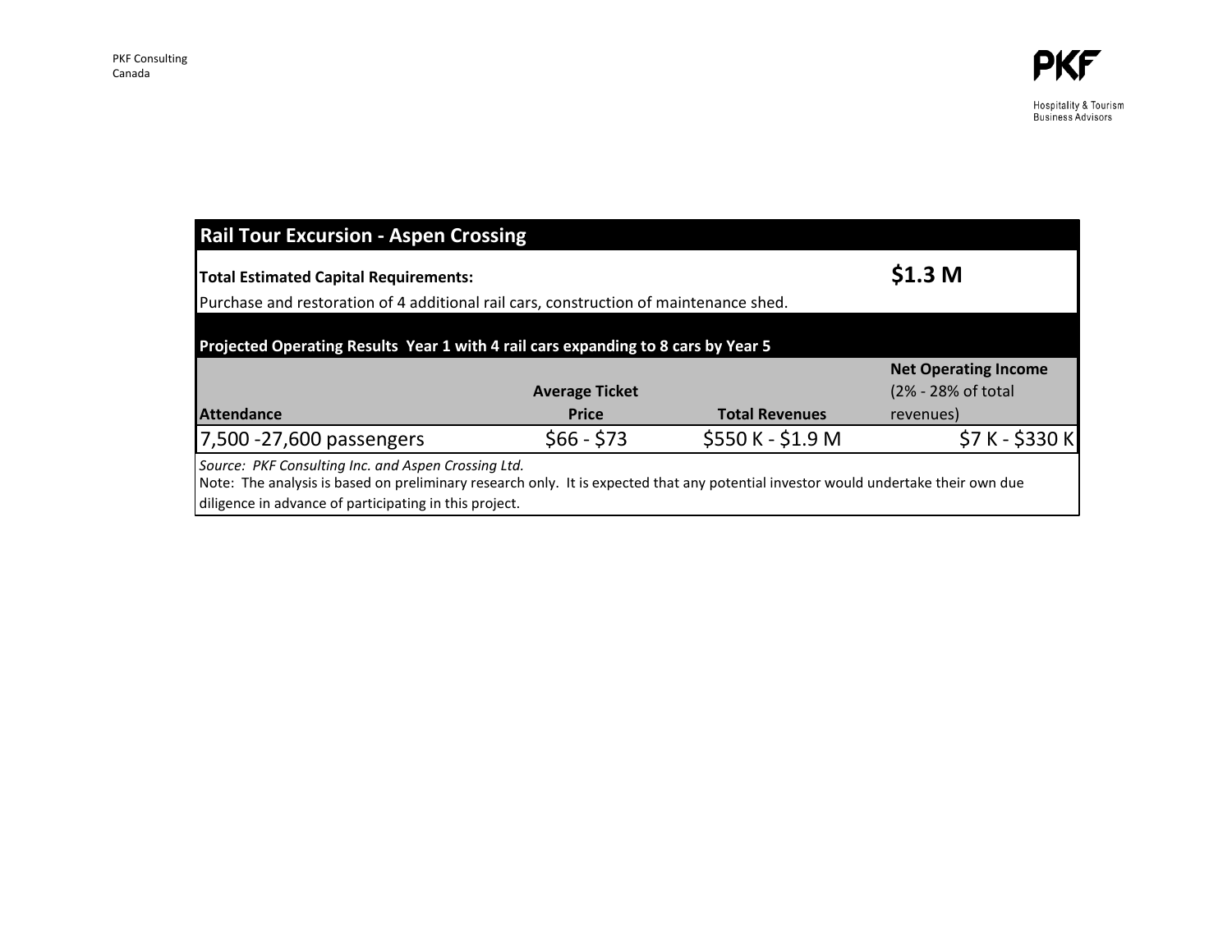## Rail Tour Excursion - Aspen Crossing

**Total Estimated Capital Requirements:** **$1.3 M**

Purchase and restoration of 4 additional rail cars, construction of maintenance shed.

**Projected Operating Results Year 1 with 4 rail cars expanding to 8 cars by Year 5**

| Attendance | Average Ticket Price | Total Revenues | Net Operating Income (2% - 28% of total revenues) |
|---|---|---|---|
| 7,500 -27,600 passengers | $66 - $73 | $550 K - $1.9 M | $7 K - $330 K |

*Source: PKF Consulting Inc. and Aspen Crossing Ltd.*

Note: The analysis is based on preliminary research only. It is expected that any potential investor would undertake their own due diligence in advance of participating in this project.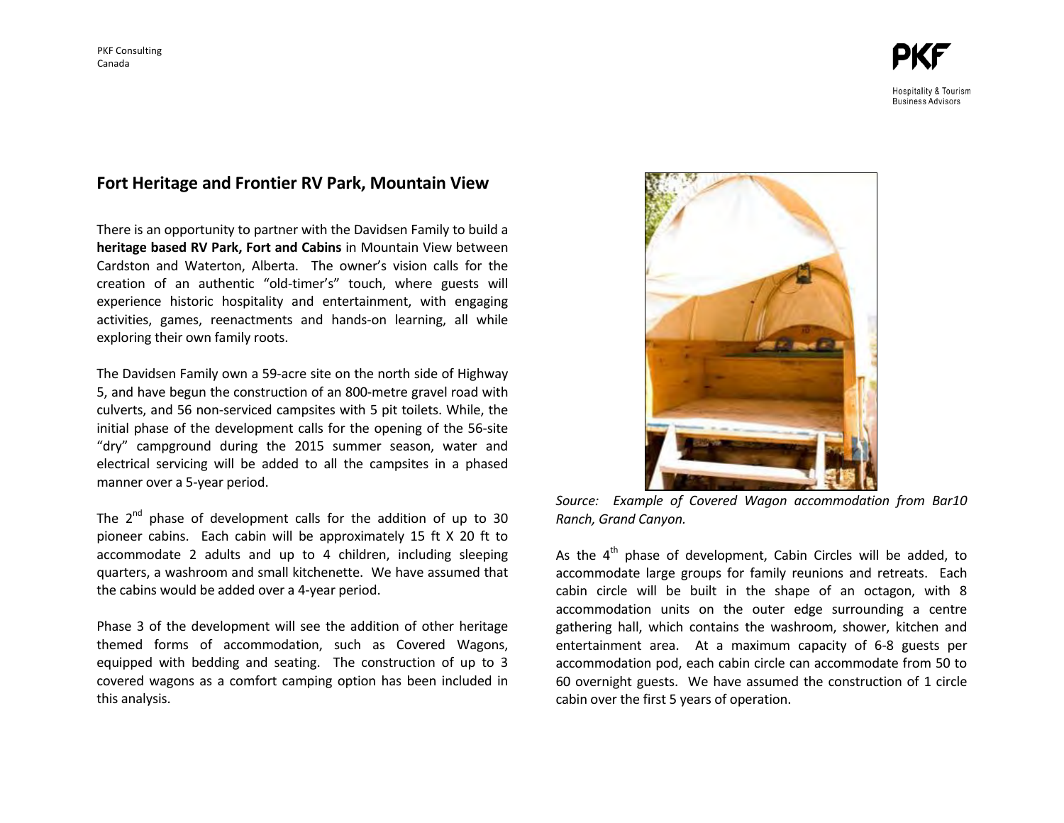## Fort Heritage and Frontier RV Park, Mountain View

There is an opportunity to partner with the Davidsen Family to build a **heritage based RV Park, Fort and Cabins** in Mountain View between Cardston and Waterton, Alberta. The owner's vision calls for the creation of an authentic "old-timer's" touch, where guests will experience historic hospitality and entertainment, with engaging activities, games, reenactments and hands-on learning, all while exploring their own family roots.

The Davidsen Family own a 59-acre site on the north side of Highway 5, and have begun the construction of an 800-metre gravel road with culverts, and 56 non-serviced campsites with 5 pit toilets. While, the initial phase of the development calls for the opening of the 56-site "dry" campground during the 2015 summer season, water and electrical servicing will be added to all the campsites in a phased manner over a 5-year period.

The 2[nd] phase of development calls for the addition of up to 30 pioneer cabins. Each cabin will be approximately 15 ft X 20 ft to accommodate 2 adults and up to 4 children, including sleeping quarters, a washroom and small kitchenette. We have assumed that the cabins would be added over a 4-year period.

Phase 3 of the development will see the addition of other heritage themed forms of accommodation, such as Covered Wagons, equipped with bedding and seating. The construction of up to 3 covered wagons as a comfort camping option has been included in this analysis.

*Source: Example of Covered Wagon accommodation from Bar10 Ranch, Grand Canyon.*

As the 4[th] phase of development, Cabin Circles will be added, to accommodate large groups for family reunions and retreats. Each cabin circle will be built in the shape of an octagon, with 8 accommodation units on the outer edge surrounding a centre gathering hall, which contains the washroom, shower, kitchen and entertainment area. At a maximum capacity of 6-8 guests per accommodation pod, each cabin circle can accommodate from 50 to 60 overnight guests. We have assumed the construction of 1 circle cabin over the first 5 years of operation.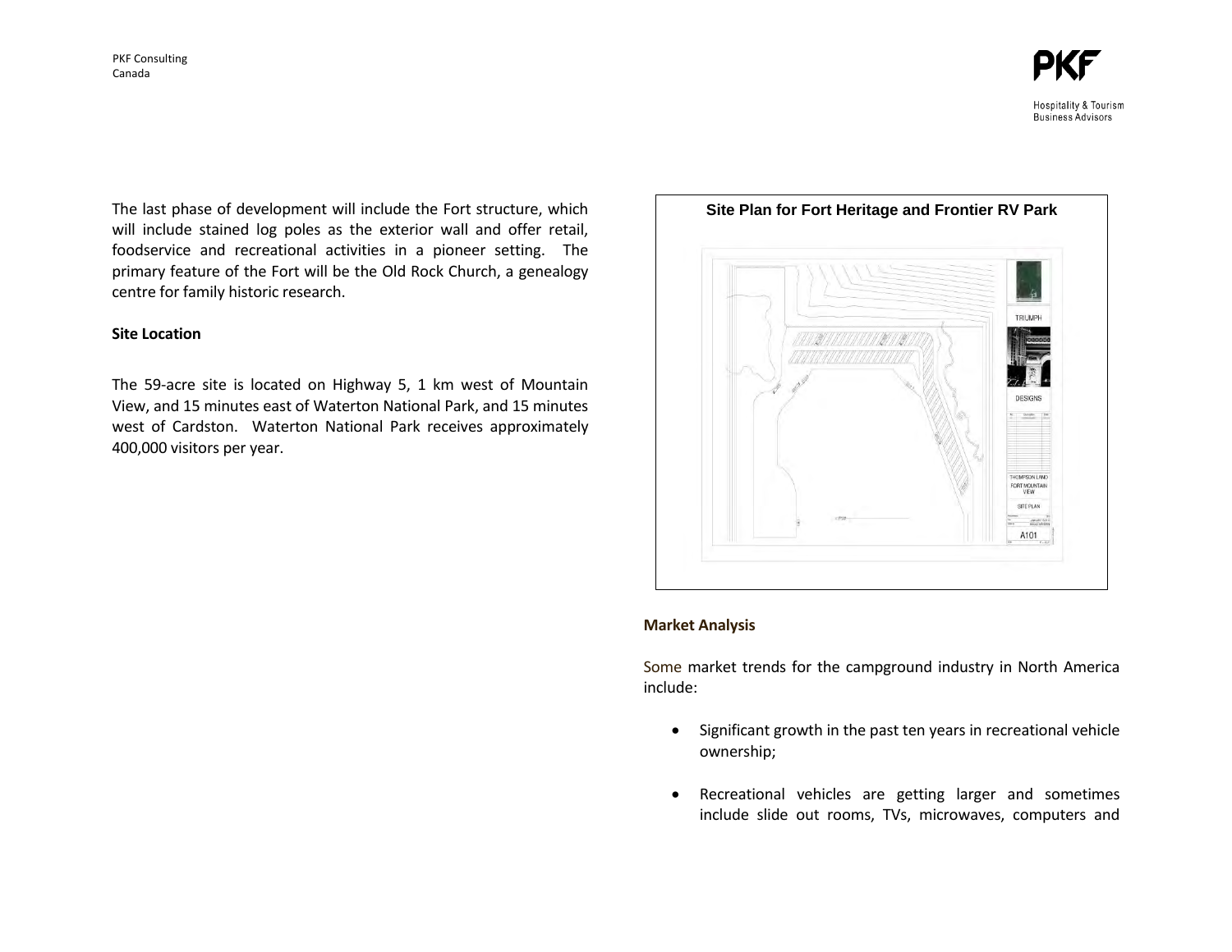The last phase of development will include the Fort structure, which will include stained log poles as the exterior wall and offer retail, foodservice and recreational activities in a pioneer setting. The primary feature of the Fort will be the Old Rock Church, a genealogy centre for family historic research.

**Site Location**

The 59-acre site is located on Highway 5, 1 km west of Mountain View, and 15 minutes east of Waterton National Park, and 15 minutes west of Cardston. Waterton National Park receives approximately 400,000 visitors per year.

**Site Plan for Fort Heritage and Frontier RV Park**

**Market Analysis**

Some market trends for the campground industry in North America include:

- Significant growth in the past ten years in recreational vehicle ownership;
- Recreational vehicles are getting larger and sometimes include slide out rooms, TVs, microwaves, computers and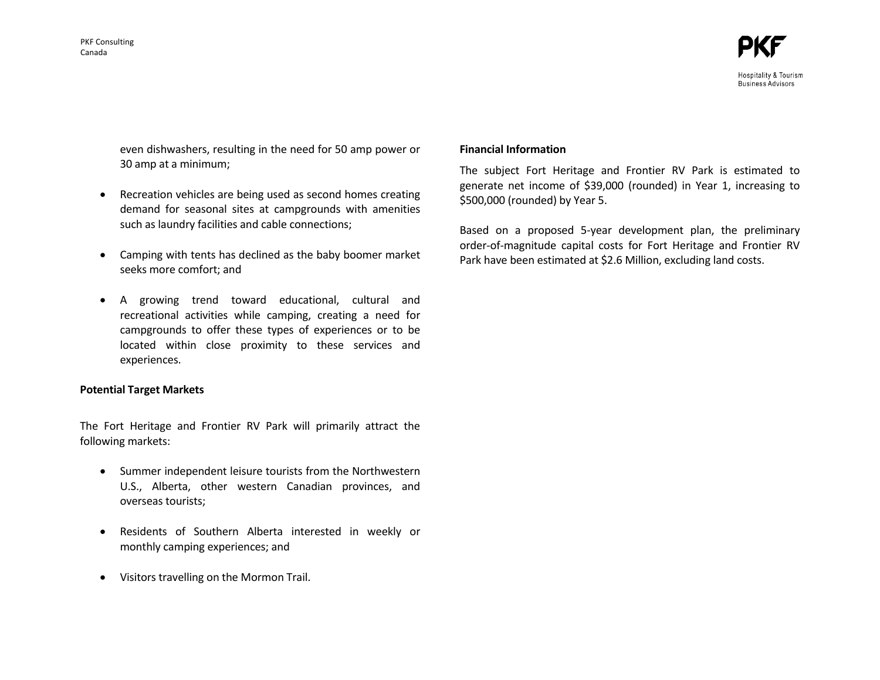even dishwashers, resulting in the need for 50 amp power or 30 amp at a minimum;

- Recreation vehicles are being used as second homes creating demand for seasonal sites at campgrounds with amenities such as laundry facilities and cable connections;
- Camping with tents has declined as the baby boomer market seeks more comfort; and
- A growing trend toward educational, cultural and recreational activities while camping, creating a need for campgrounds to offer these types of experiences or to be located within close proximity to these services and experiences.

**Potential Target Markets**

The Fort Heritage and Frontier RV Park will primarily attract the following markets:

- Summer independent leisure tourists from the Northwestern U.S., Alberta, other western Canadian provinces, and overseas tourists;
- Residents of Southern Alberta interested in weekly or monthly camping experiences; and
- Visitors travelling on the Mormon Trail.

**Financial Information**

The subject Fort Heritage and Frontier RV Park is estimated to generate net income of $39,000 (rounded) in Year 1, increasing to $500,000 (rounded) by Year 5.

Based on a proposed 5-year development plan, the preliminary order-of-magnitude capital costs for Fort Heritage and Frontier RV Park have been estimated at $2.6 Million, excluding land costs.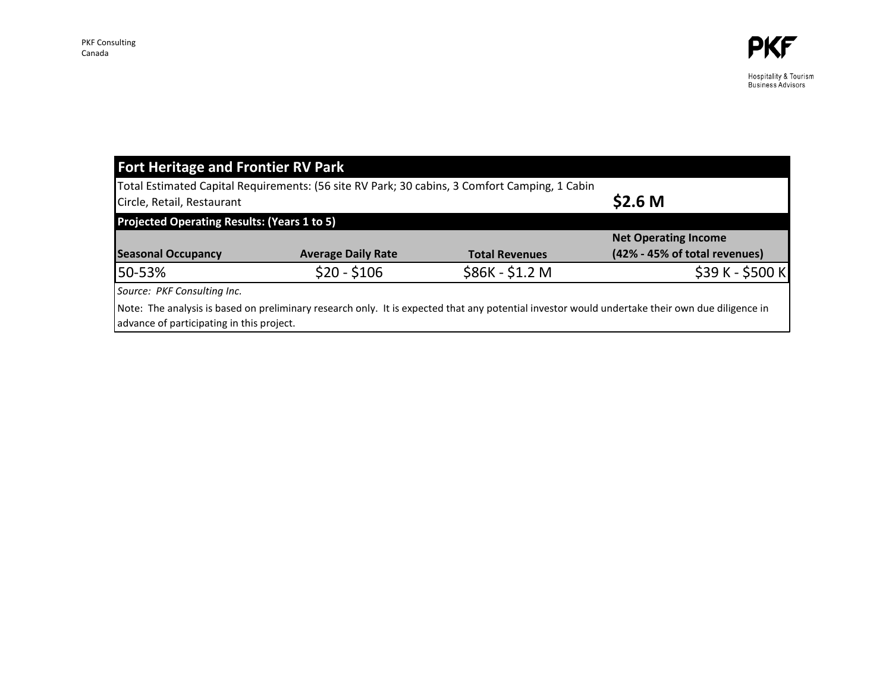PKF Consulting
Canada

Hospitality & Tourism
Business Advisors

| Fort Heritage and Frontier RV Park | | | |
|---|---|---|---|
| Total Estimated Capital Requirements: (56 site RV Park; 30 cabins, 3 Comfort Camping, 1 Cabin Circle, Retail, Restaurant | | | **$2.6 M** |
| **Projected Operating Results: (Years 1 to 5)** | | | |
| **Seasonal Occupancy** | **Average Daily Rate** | **Total Revenues** | **Net Operating Income (42% - 45% of total revenues)** |
| 50-53% | $20 - $106 | $86K - $1.2 M | $39 K - $500 K |

*Source: PKF Consulting Inc.*

Note: The analysis is based on preliminary research only. It is expected that any potential investor would undertake their own due diligence in advance of participating in this project.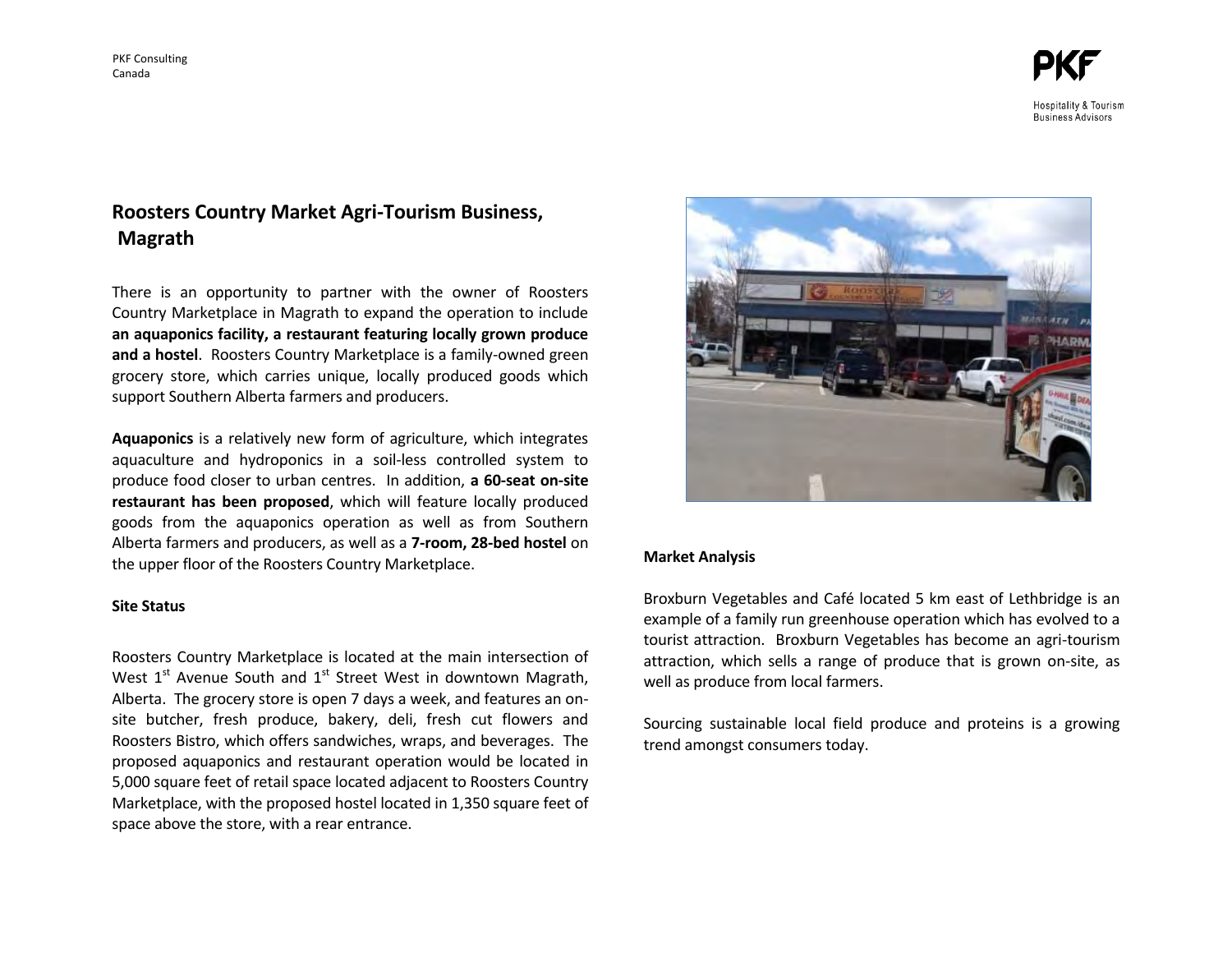## Roosters Country Market Agri-Tourism Business, Magrath

There is an opportunity to partner with the owner of Roosters Country Marketplace in Magrath to expand the operation to include **an aquaponics facility, a restaurant featuring locally grown produce and a hostel**. Roosters Country Marketplace is a family-owned green grocery store, which carries unique, locally produced goods which support Southern Alberta farmers and producers.

**Aquaponics** is a relatively new form of agriculture, which integrates aquaculture and hydroponics in a soil-less controlled system to produce food closer to urban centres. In addition, **a 60-seat on-site restaurant has been proposed**, which will feature locally produced goods from the aquaponics operation as well as from Southern Alberta farmers and producers, as well as a **7-room, 28-bed hostel** on the upper floor of the Roosters Country Marketplace.

### Site Status

Roosters Country Marketplace is located at the main intersection of West 1st Avenue South and 1st Street West in downtown Magrath, Alberta. The grocery store is open 7 days a week, and features an on-site butcher, fresh produce, bakery, deli, fresh cut flowers and Roosters Bistro, which offers sandwiches, wraps, and beverages. The proposed aquaponics and restaurant operation would be located in 5,000 square feet of retail space located adjacent to Roosters Country Marketplace, with the proposed hostel located in 1,350 square feet of space above the store, with a rear entrance.

### Market Analysis

Broxburn Vegetables and Café located 5 km east of Lethbridge is an example of a family run greenhouse operation which has evolved to a tourist attraction. Broxburn Vegetables has become an agri-tourism attraction, which sells a range of produce that is grown on-site, as well as produce from local farmers.

Sourcing sustainable local field produce and proteins is a growing trend amongst consumers today.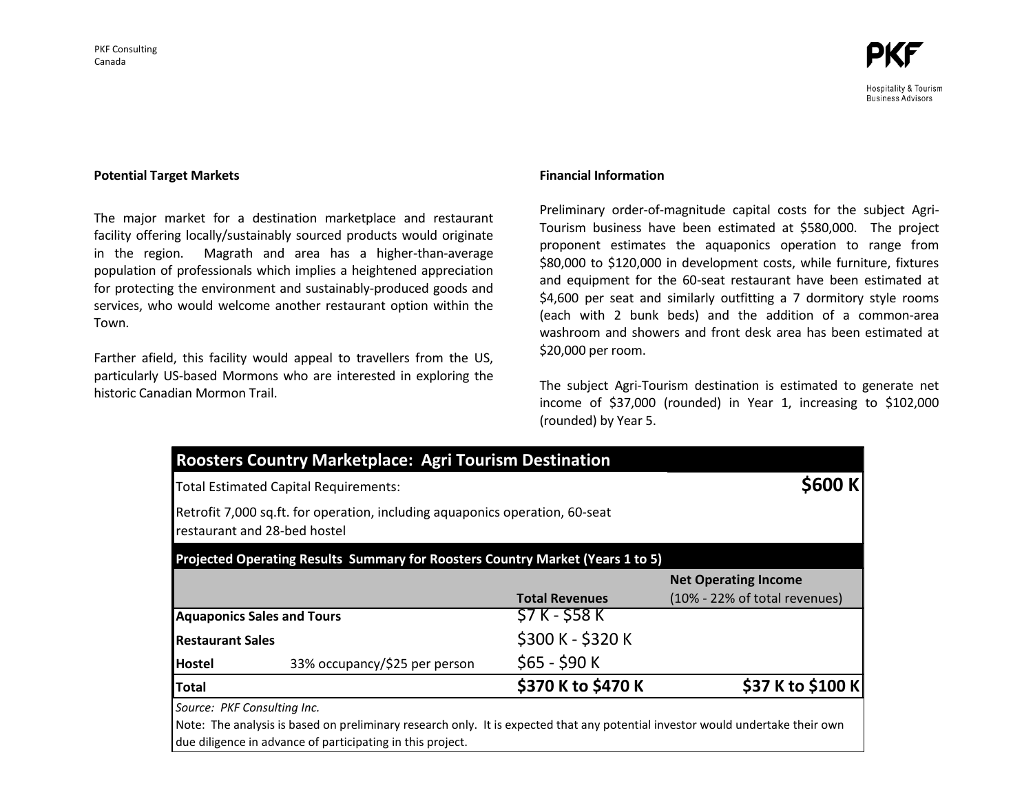## Potential Target Markets

The major market for a destination marketplace and restaurant facility offering locally/sustainably sourced products would originate in the region. Magrath and area has a higher-than-average population of professionals which implies a heightened appreciation for protecting the environment and sustainably-produced goods and services, who would welcome another restaurant option within the Town.

Farther afield, this facility would appeal to travellers from the US, particularly US-based Mormons who are interested in exploring the historic Canadian Mormon Trail.

## Financial Information

Preliminary order-of-magnitude capital costs for the subject Agri-Tourism business have been estimated at $580,000. The project proponent estimates the aquaponics operation to range from $80,000 to $120,000 in development costs, while furniture, fixtures and equipment for the 60-seat restaurant have been estimated at $4,600 per seat and similarly outfitting a 7 dormitory style rooms (each with 2 bunk beds) and the addition of a common-area washroom and showers and front desk area has been estimated at $20,000 per room.

The subject Agri-Tourism destination is estimated to generate net income of $37,000 (rounded) in Year 1, increasing to $102,000 (rounded) by Year 5.

| **Roosters Country Marketplace: Agri Tourism Destination** | | | |
|---|---|---|---|
| Total Estimated Capital Requirements: | | | **$600 K** |
| Retrofit 7,000 sq.ft. for operation, including aquaponics operation, 60-seat restaurant and 28-bed hostel | | | |
| **Projected Operating Results Summary for Roosters Country Market (Years 1 to 5)** | | | |
| | | **Total Revenues** | **Net Operating Income** (10% - 22% of total revenues) |
| **Aquaponics Sales and Tours** | | $7 K - $58 K | |
| **Restaurant Sales** | | $300 K - $320 K | |
| **Hostel** | 33% occupancy/$25 per person | $65 - $90 K | |
| **Total** | | **$370 K to $470 K** | **$37 K to $100 K** |

*Source: PKF Consulting Inc.*

Note: The analysis is based on preliminary research only. It is expected that any potential investor would undertake their own due diligence in advance of participating in this project.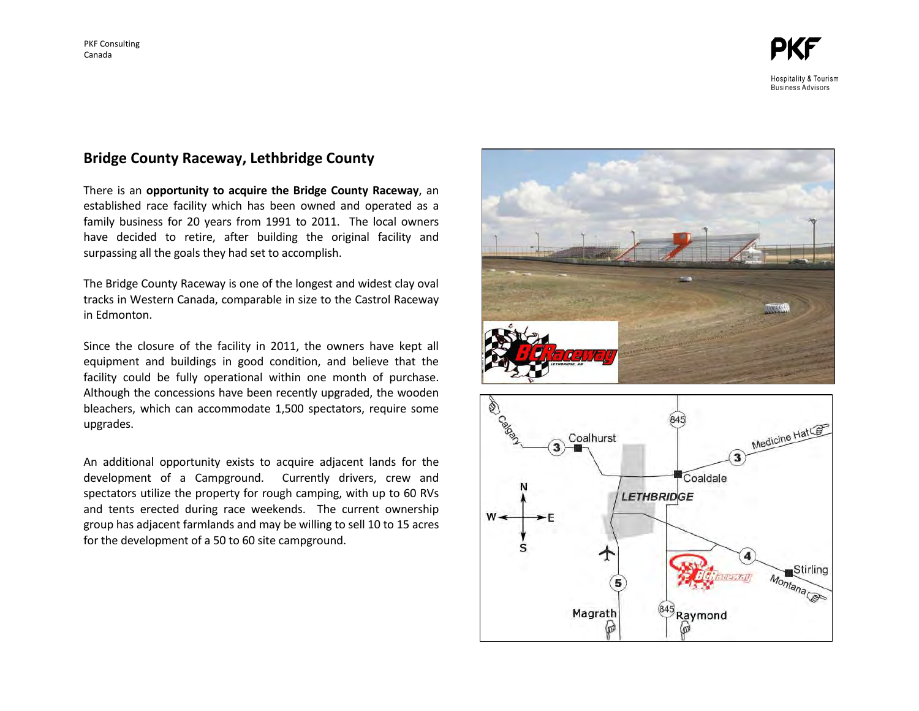## Bridge County Raceway, Lethbridge County

There is an **opportunity to acquire the Bridge County Raceway**, an established race facility which has been owned and operated as a family business for 20 years from 1991 to 2011. The local owners have decided to retire, after building the original facility and surpassing all the goals they had set to accomplish.

The Bridge County Raceway is one of the longest and widest clay oval tracks in Western Canada, comparable in size to the Castrol Raceway in Edmonton.

Since the closure of the facility in 2011, the owners have kept all equipment and buildings in good condition, and believe that the facility could be fully operational within one month of purchase. Although the concessions have been recently upgraded, the wooden bleachers, which can accommodate 1,500 spectators, require some upgrades.

An additional opportunity exists to acquire adjacent lands for the development of a Campground. Currently drivers, crew and spectators utilize the property for rough camping, with up to 60 RVs and tents erected during race weekends. The current ownership group has adjacent farmlands and may be willing to sell 10 to 15 acres for the development of a 50 to 60 site campground.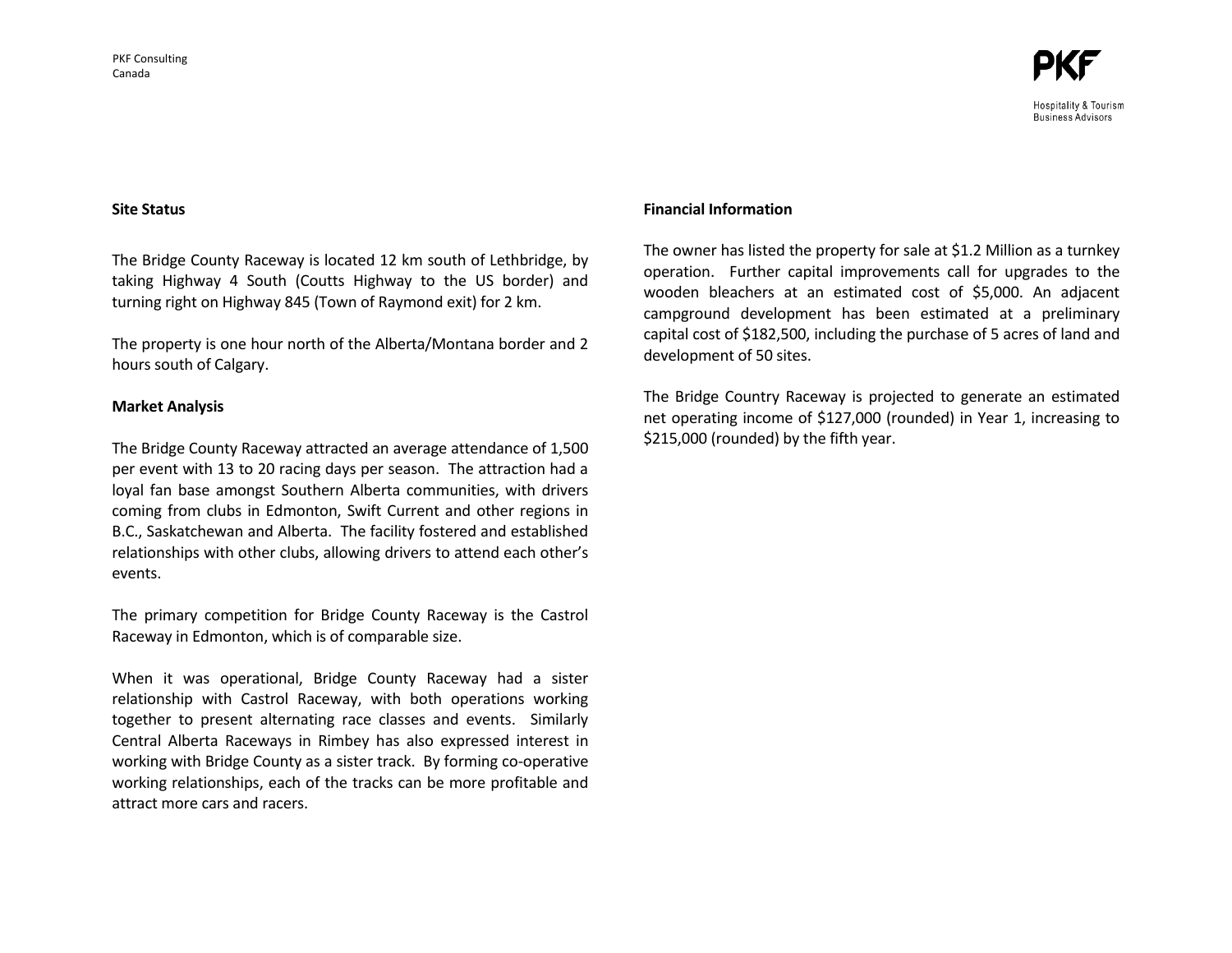## Site Status

The Bridge County Raceway is located 12 km south of Lethbridge, by taking Highway 4 South (Coutts Highway to the US border) and turning right on Highway 845 (Town of Raymond exit) for 2 km.

The property is one hour north of the Alberta/Montana border and 2 hours south of Calgary.

## Market Analysis

The Bridge County Raceway attracted an average attendance of 1,500 per event with 13 to 20 racing days per season. The attraction had a loyal fan base amongst Southern Alberta communities, with drivers coming from clubs in Edmonton, Swift Current and other regions in B.C., Saskatchewan and Alberta. The facility fostered and established relationships with other clubs, allowing drivers to attend each other's events.

The primary competition for Bridge County Raceway is the Castrol Raceway in Edmonton, which is of comparable size.

When it was operational, Bridge County Raceway had a sister relationship with Castrol Raceway, with both operations working together to present alternating race classes and events. Similarly Central Alberta Raceways in Rimbey has also expressed interest in working with Bridge County as a sister track. By forming co-operative working relationships, each of the tracks can be more profitable and attract more cars and racers.

## Financial Information

The owner has listed the property for sale at $1.2 Million as a turnkey operation. Further capital improvements call for upgrades to the wooden bleachers at an estimated cost of $5,000. An adjacent campground development has been estimated at a preliminary capital cost of $182,500, including the purchase of 5 acres of land and development of 50 sites.

The Bridge Country Raceway is projected to generate an estimated net operating income of $127,000 (rounded) in Year 1, increasing to $215,000 (rounded) by the fifth year.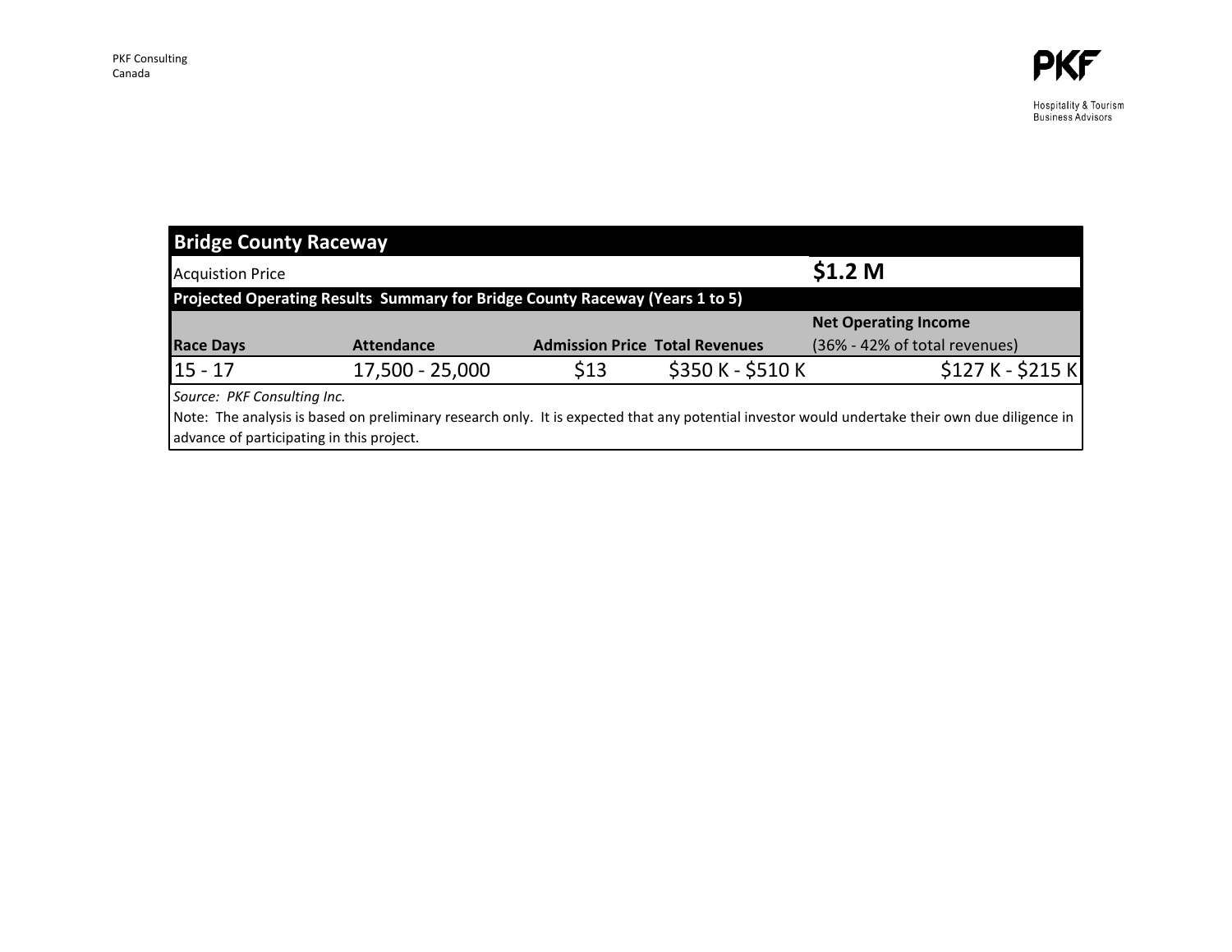| Bridge County Raceway | | | | |
|---|---|---|---|---|
| Acquistion Price | | | | **$1.2 M** |
| **Projected Operating Results Summary for Bridge County Raceway (Years 1 to 5)** | | | | |
| **Race Days** | **Attendance** | **Admission Price** | **Total Revenues** | **Net Operating Income** (36% - 42% of total revenues) |
| 15 - 17 | 17,500 - 25,000 | $13 | $350 K - $510 K | $127 K - $215 K |

*Source: PKF Consulting Inc.*

Note: The analysis is based on preliminary research only. It is expected that any potential investor would undertake their own due diligence in advance of participating in this project.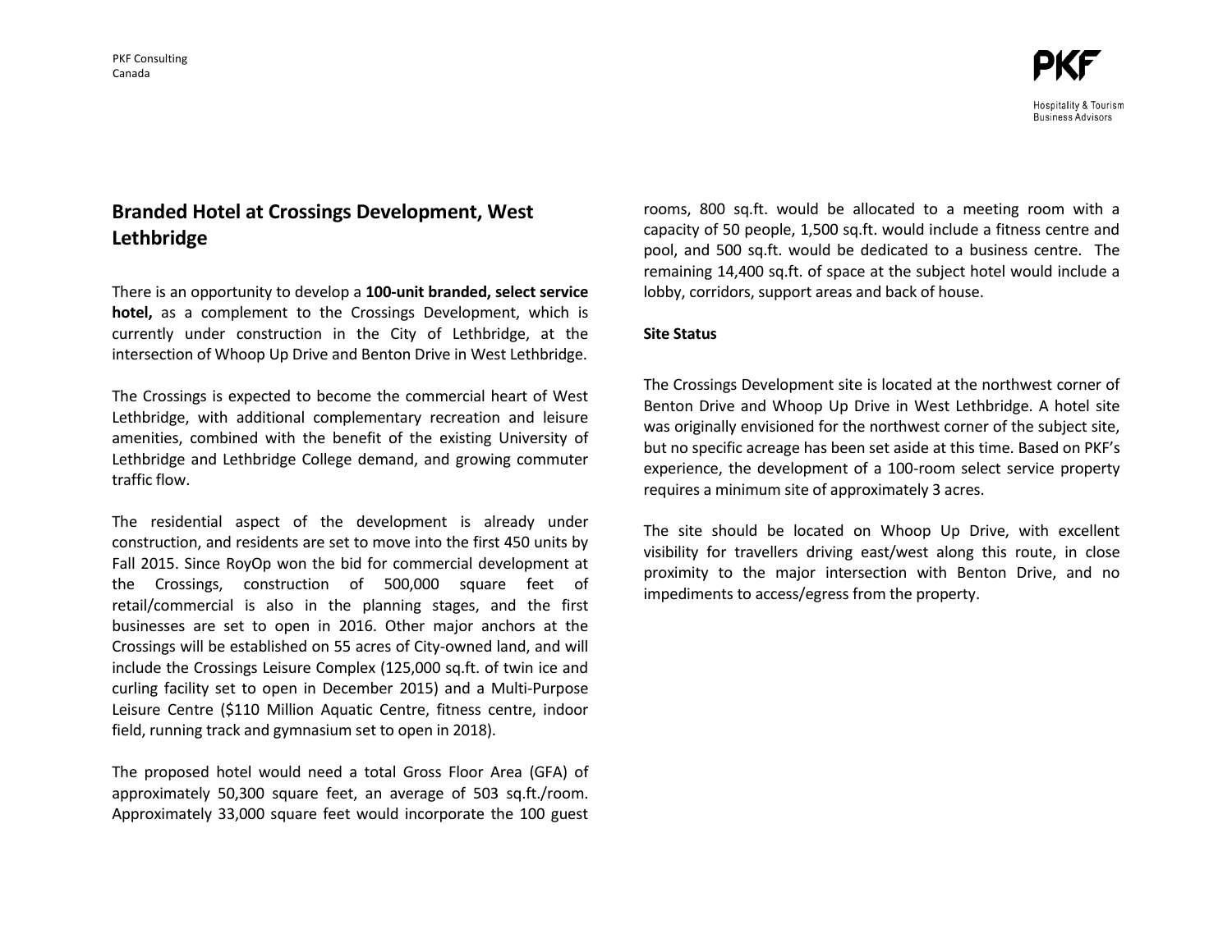## Branded Hotel at Crossings Development, West Lethbridge

There is an opportunity to develop a **100-unit branded, select service hotel,** as a complement to the Crossings Development, which is currently under construction in the City of Lethbridge, at the intersection of Whoop Up Drive and Benton Drive in West Lethbridge.

The Crossings is expected to become the commercial heart of West Lethbridge, with additional complementary recreation and leisure amenities, combined with the benefit of the existing University of Lethbridge and Lethbridge College demand, and growing commuter traffic flow.

The residential aspect of the development is already under construction, and residents are set to move into the first 450 units by Fall 2015. Since RoyOp won the bid for commercial development at the Crossings, construction of 500,000 square feet of retail/commercial is also in the planning stages, and the first businesses are set to open in 2016. Other major anchors at the Crossings will be established on 55 acres of City-owned land, and will include the Crossings Leisure Complex (125,000 sq.ft. of twin ice and curling facility set to open in December 2015) and a Multi-Purpose Leisure Centre ($110 Million Aquatic Centre, fitness centre, indoor field, running track and gymnasium set to open in 2018).

The proposed hotel would need a total Gross Floor Area (GFA) of approximately 50,300 square feet, an average of 503 sq.ft./room. Approximately 33,000 square feet would incorporate the 100 guest rooms, 800 sq.ft. would be allocated to a meeting room with a capacity of 50 people, 1,500 sq.ft. would include a fitness centre and pool, and 500 sq.ft. would be dedicated to a business centre. The remaining 14,400 sq.ft. of space at the subject hotel would include a lobby, corridors, support areas and back of house.

**Site Status**

The Crossings Development site is located at the northwest corner of Benton Drive and Whoop Up Drive in West Lethbridge. A hotel site was originally envisioned for the northwest corner of the subject site, but no specific acreage has been set aside at this time. Based on PKF's experience, the development of a 100-room select service property requires a minimum site of approximately 3 acres.

The site should be located on Whoop Up Drive, with excellent visibility for travellers driving east/west along this route, in close proximity to the major intersection with Benton Drive, and no impediments to access/egress from the property.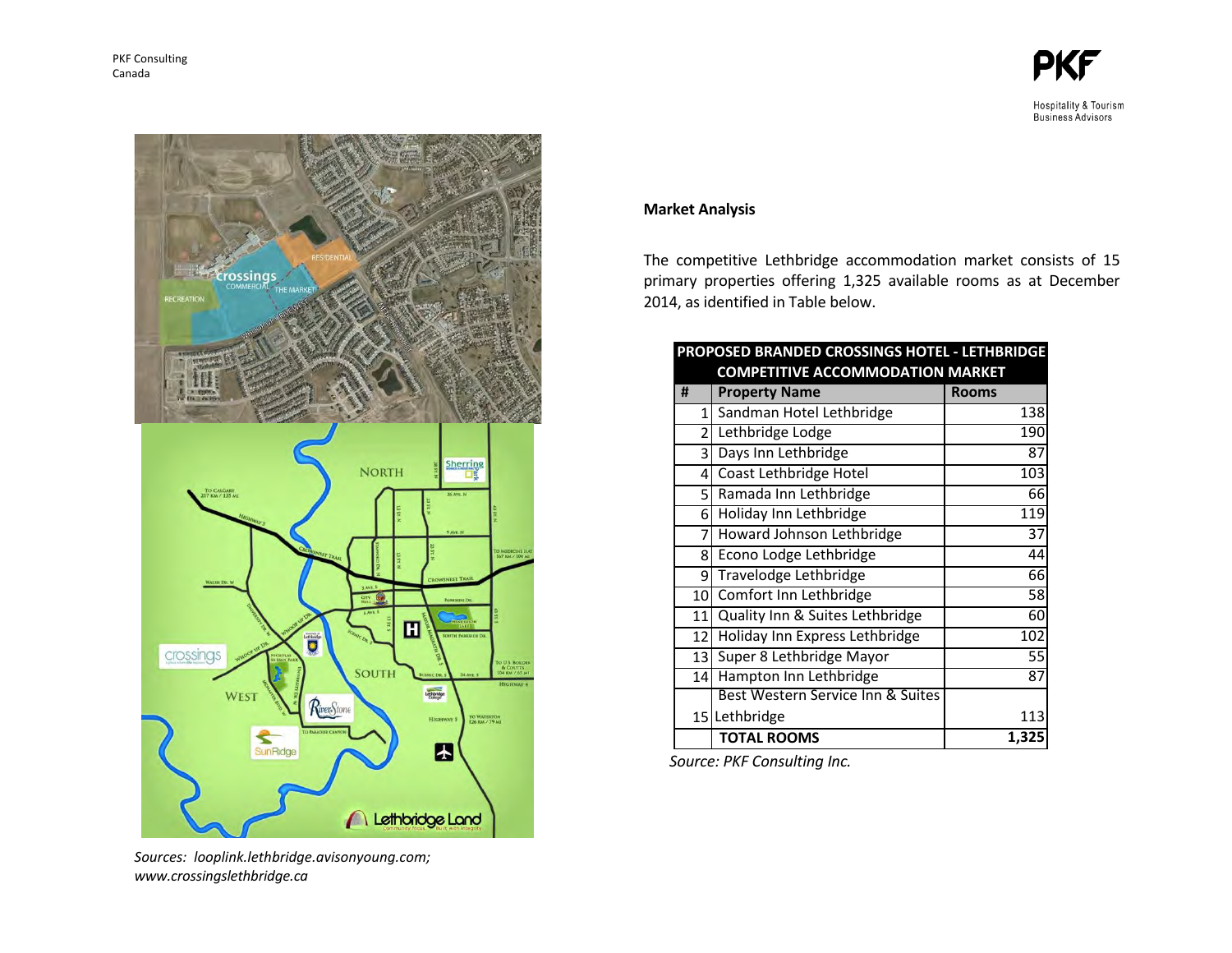Sources: *looplink.lethbridge.avisonyoung.com; www.crossingslethbridge.ca*

**Market Analysis**

The competitive Lethbridge accommodation market consists of 15 primary properties offering 1,325 available rooms as at December 2014, as identified in Table below.

| PROPOSED BRANDED CROSSINGS HOTEL - LETHBRIDGE COMPETITIVE ACCOMMODATION MARKET | | |
|---|---|---|
| # | Property Name | Rooms |
| 1 | Sandman Hotel Lethbridge | 138 |
| 2 | Lethbridge Lodge | 190 |
| 3 | Days Inn Lethbridge | 87 |
| 4 | Coast Lethbridge Hotel | 103 |
| 5 | Ramada Inn Lethbridge | 66 |
| 6 | Holiday Inn Lethbridge | 119 |
| 7 | Howard Johnson Lethbridge | 37 |
| 8 | Econo Lodge Lethbridge | 44 |
| 9 | Travelodge Lethbridge | 66 |
| 10 | Comfort Inn Lethbridge | 58 |
| 11 | Quality Inn & Suites Lethbridge | 60 |
| 12 | Holiday Inn Express Lethbridge | 102 |
| 13 | Super 8 Lethbridge Mayor | 55 |
| 14 | Hampton Inn Lethbridge | 87 |
| 15 | Best Western Service Inn & Suites Lethbridge | 113 |
| | **TOTAL ROOMS** | **1,325** |

*Source: PKF Consulting Inc.*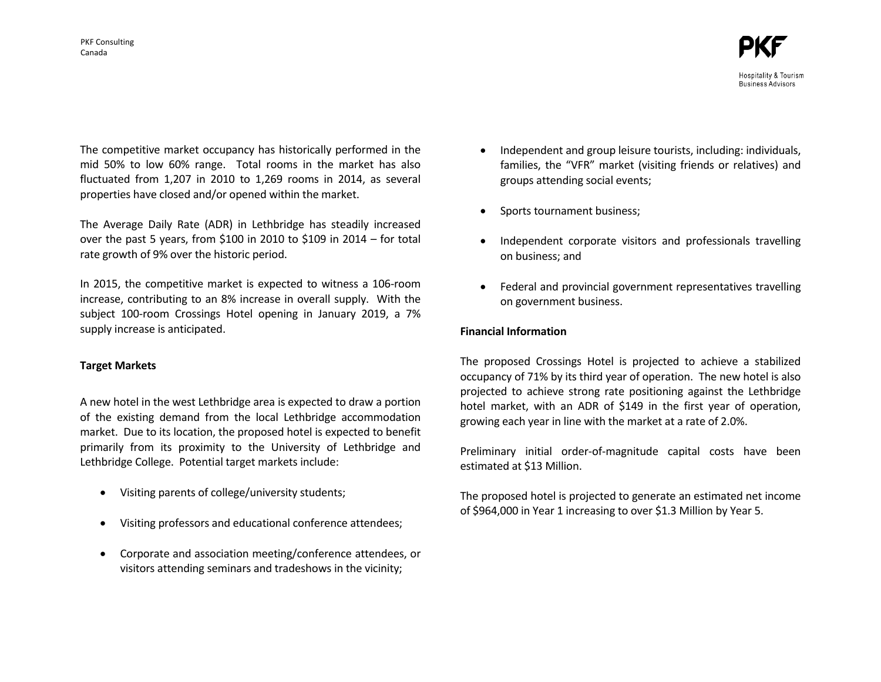The competitive market occupancy has historically performed in the mid 50% to low 60% range. Total rooms in the market has also fluctuated from 1,207 in 2010 to 1,269 rooms in 2014, as several properties have closed and/or opened within the market.

The Average Daily Rate (ADR) in Lethbridge has steadily increased over the past 5 years, from $100 in 2010 to $109 in 2014 – for total rate growth of 9% over the historic period.

In 2015, the competitive market is expected to witness a 106-room increase, contributing to an 8% increase in overall supply. With the subject 100-room Crossings Hotel opening in January 2019, a 7% supply increase is anticipated.

**Target Markets**

A new hotel in the west Lethbridge area is expected to draw a portion of the existing demand from the local Lethbridge accommodation market. Due to its location, the proposed hotel is expected to benefit primarily from its proximity to the University of Lethbridge and Lethbridge College. Potential target markets include:

- Visiting parents of college/university students;
- Visiting professors and educational conference attendees;
- Corporate and association meeting/conference attendees, or visitors attending seminars and tradeshows in the vicinity;
- Independent and group leisure tourists, including: individuals, families, the "VFR" market (visiting friends or relatives) and groups attending social events;
- Sports tournament business;
- Independent corporate visitors and professionals travelling on business; and
- Federal and provincial government representatives travelling on government business.

**Financial Information**

The proposed Crossings Hotel is projected to achieve a stabilized occupancy of 71% by its third year of operation. The new hotel is also projected to achieve strong rate positioning against the Lethbridge hotel market, with an ADR of $149 in the first year of operation, growing each year in line with the market at a rate of 2.0%.

Preliminary initial order-of-magnitude capital costs have been estimated at $13 Million.

The proposed hotel is projected to generate an estimated net income of $964,000 in Year 1 increasing to over $1.3 Million by Year 5.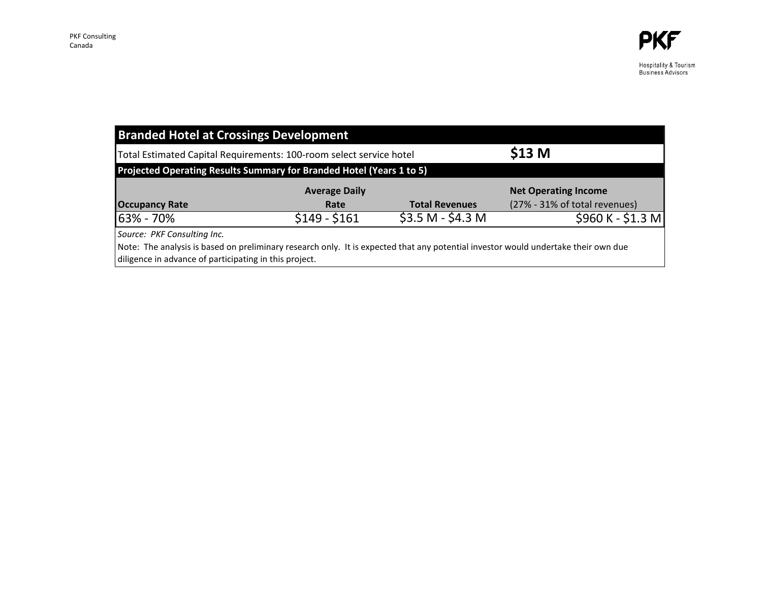| **Branded Hotel at Crossings Development** | | | |
|---|---|---|---|
| Total Estimated Capital Requirements: 100-room select service hotel | | | **$13 M** |
| **Projected Operating Results Summary for Branded Hotel (Years 1 to 5)** | | | |
| **Occupancy Rate** | **Average Daily Rate** | **Total Revenues** | **Net Operating Income** (27% - 31% of total revenues) |
| 63% - 70% | $149 - $161 | $3.5 M - $4.3 M | $960 K - $1.3 M |

*Source: PKF Consulting Inc.*

Note: The analysis is based on preliminary research only. It is expected that any potential investor would undertake their own due diligence in advance of participating in this project.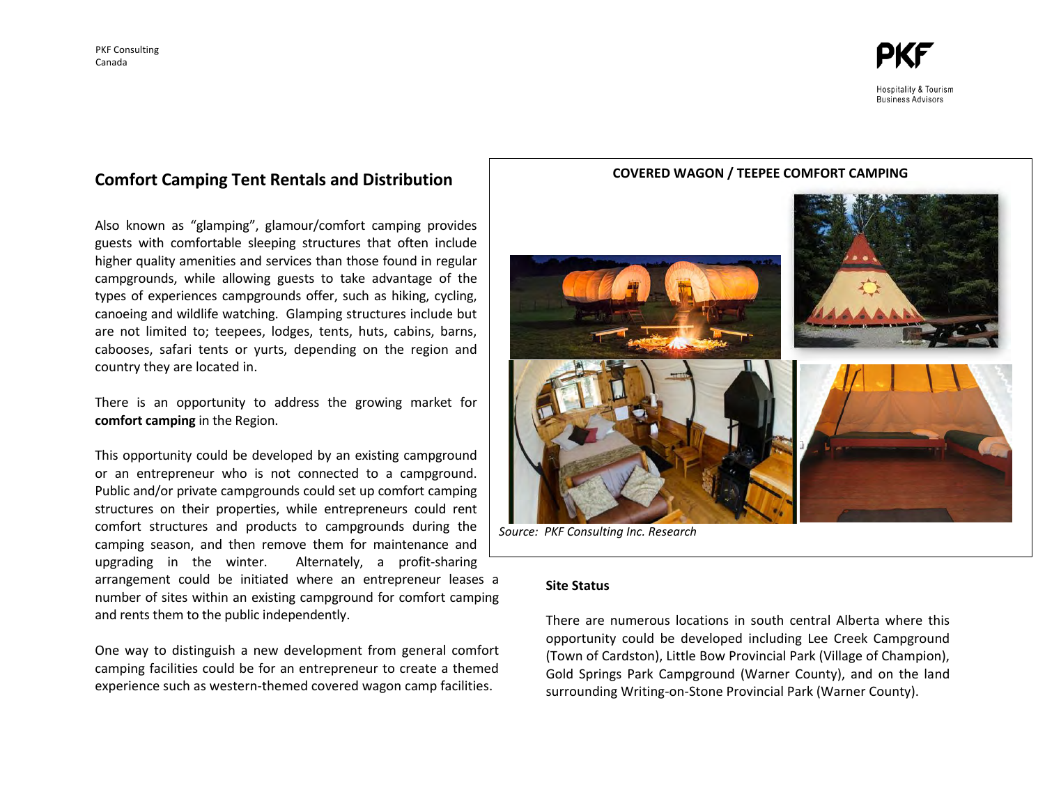## Comfort Camping Tent Rentals and Distribution

Also known as "glamping", glamour/comfort camping provides guests with comfortable sleeping structures that often include higher quality amenities and services than those found in regular campgrounds, while allowing guests to take advantage of the types of experiences campgrounds offer, such as hiking, cycling, canoeing and wildlife watching. Glamping structures include but are not limited to; teepees, lodges, tents, huts, cabins, barns, cabooses, safari tents or yurts, depending on the region and country they are located in.

There is an opportunity to address the growing market for **comfort camping** in the Region.

This opportunity could be developed by an existing campground or an entrepreneur who is not connected to a campground. Public and/or private campgrounds could set up comfort camping structures on their properties, while entrepreneurs could rent comfort structures and products to campgrounds during the camping season, and then remove them for maintenance and upgrading in the winter. Alternately, a profit-sharing arrangement could be initiated where an entrepreneur leases a number of sites within an existing campground for comfort camping and rents them to the public independently.

One way to distinguish a new development from general comfort camping facilities could be for an entrepreneur to create a themed experience such as western-themed covered wagon camp facilities.

**COVERED WAGON / TEEPEE COMFORT CAMPING**

*Source: PKF Consulting Inc. Research*

### Site Status

There are numerous locations in south central Alberta where this opportunity could be developed including Lee Creek Campground (Town of Cardston), Little Bow Provincial Park (Village of Champion), Gold Springs Park Campground (Warner County), and on the land surrounding Writing-on-Stone Provincial Park (Warner County).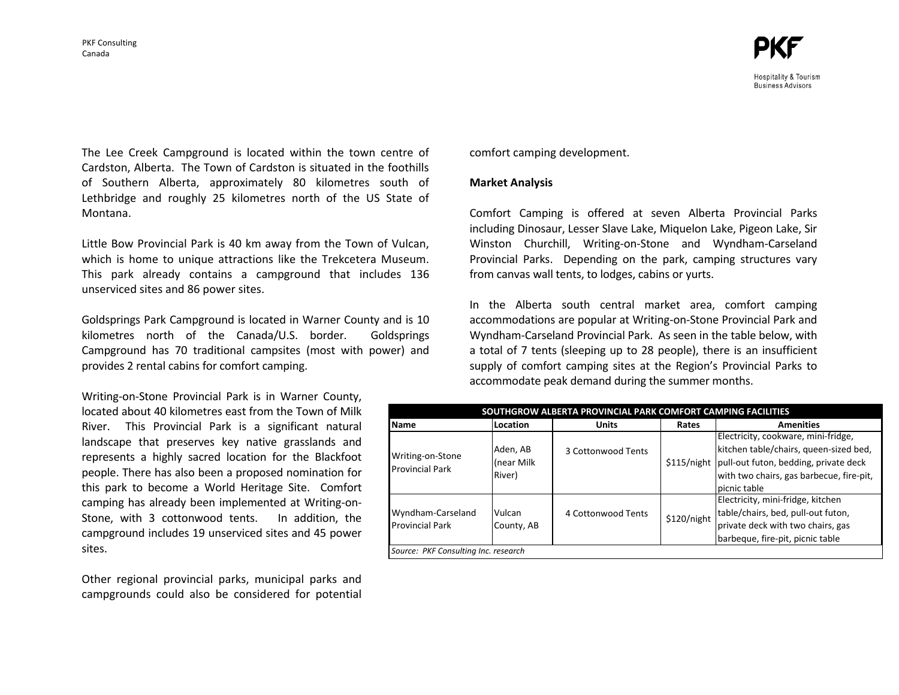The Lee Creek Campground is located within the town centre of Cardston, Alberta. The Town of Cardston is situated in the foothills of Southern Alberta, approximately 80 kilometres south of Lethbridge and roughly 25 kilometres north of the US State of Montana.

Little Bow Provincial Park is 40 km away from the Town of Vulcan, which is home to unique attractions like the Trekcetera Museum. This park already contains a campground that includes 136 unserviced sites and 86 power sites.

Goldsprings Park Campground is located in Warner County and is 10 kilometres north of the Canada/U.S. border. Goldsprings Campground has 70 traditional campsites (most with power) and provides 2 rental cabins for comfort camping.

Writing-on-Stone Provincial Park is in Warner County, located about 40 kilometres east from the Town of Milk River. This Provincial Park is a significant natural landscape that preserves key native grasslands and represents a highly sacred location for the Blackfoot people. There has also been a proposed nomination for this park to become a World Heritage Site. Comfort camping has already been implemented at Writing-on-Stone, with 3 cottonwood tents. In addition, the campground includes 19 unserviced sites and 45 power sites.

Other regional provincial parks, municipal parks and campgrounds could also be considered for potential comfort camping development.

**Market Analysis**

Comfort Camping is offered at seven Alberta Provincial Parks including Dinosaur, Lesser Slave Lake, Miquelon Lake, Pigeon Lake, Sir Winston Churchill, Writing-on-Stone and Wyndham-Carseland Provincial Parks. Depending on the park, camping structures vary from canvas wall tents, to lodges, cabins or yurts.

In the Alberta south central market area, comfort camping accommodations are popular at Writing-on-Stone Provincial Park and Wyndham-Carseland Provincial Park. As seen in the table below, with a total of 7 tents (sleeping up to 28 people), there is an insufficient supply of comfort camping sites at the Region's Provincial Parks to accommodate peak demand during the summer months.

**SOUTHGROW ALBERTA PROVINCIAL PARK COMFORT CAMPING FACILITIES**

| Name | Location | Units | Rates | Amenities |
|---|---|---|---|---|
| Writing-on-Stone Provincial Park | Aden, AB (near Milk River) | 3 Cottonwood Tents | $115/night | Electricity, cookware, mini-fridge, kitchen table/chairs, queen-sized bed, pull-out futon, bedding, private deck with two chairs, gas barbecue, fire-pit, picnic table |
| Wyndham-Carseland Provincial Park | Vulcan County, AB | 4 Cottonwood Tents | $120/night | Electricity, mini-fridge, kitchen table/chairs, bed, pull-out futon, private deck with two chairs, gas barbeque, fire-pit, picnic table |

*Source: PKF Consulting Inc. research*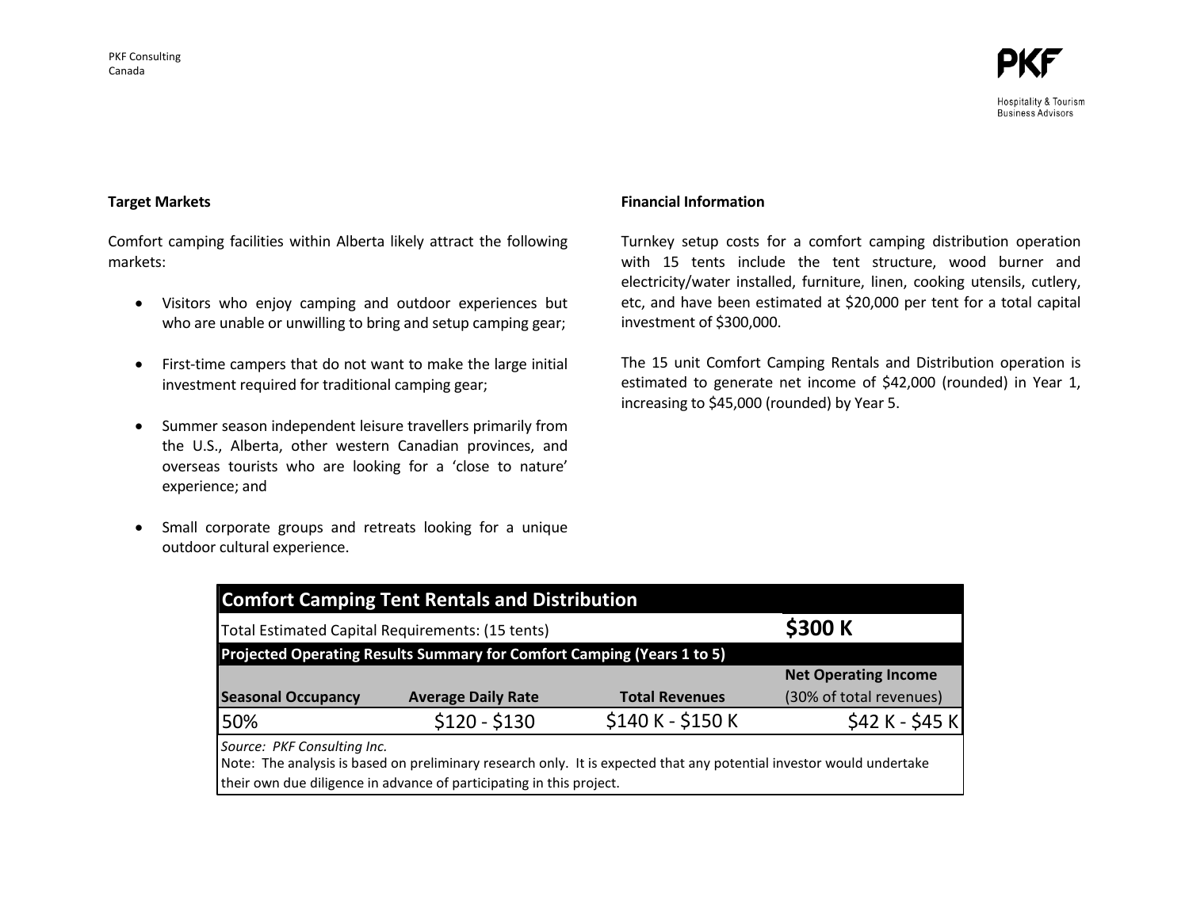### Target Markets

Comfort camping facilities within Alberta likely attract the following markets:

- Visitors who enjoy camping and outdoor experiences but who are unable or unwilling to bring and setup camping gear;
- First-time campers that do not want to make the large initial investment required for traditional camping gear;
- Summer season independent leisure travellers primarily from the U.S., Alberta, other western Canadian provinces, and overseas tourists who are looking for a 'close to nature' experience; and
- Small corporate groups and retreats looking for a unique outdoor cultural experience.

### Financial Information

Turnkey setup costs for a comfort camping distribution operation with 15 tents include the tent structure, wood burner and electricity/water installed, furniture, linen, cooking utensils, cutlery, etc, and have been estimated at $20,000 per tent for a total capital investment of $300,000.

The 15 unit Comfort Camping Rentals and Distribution operation is estimated to generate net income of $42,000 (rounded) in Year 1, increasing to $45,000 (rounded) by Year 5.

| **Comfort Camping Tent Rentals and Distribution** | | | |
|---|---|---|---|
| Total Estimated Capital Requirements: (15 tents) | | | **$300 K** |
| **Projected Operating Results Summary for Comfort Camping (Years 1 to 5)** | | | |
| **Seasonal Occupancy** | **Average Daily Rate** | **Total Revenues** | **Net Operating Income** (30% of total revenues) |
| 50% | $120 - $130 | $140 K - $150 K | $42 K - $45 K |

*Source: PKF Consulting Inc.*

Note: The analysis is based on preliminary research only. It is expected that any potential investor would undertake their own due diligence in advance of participating in this project.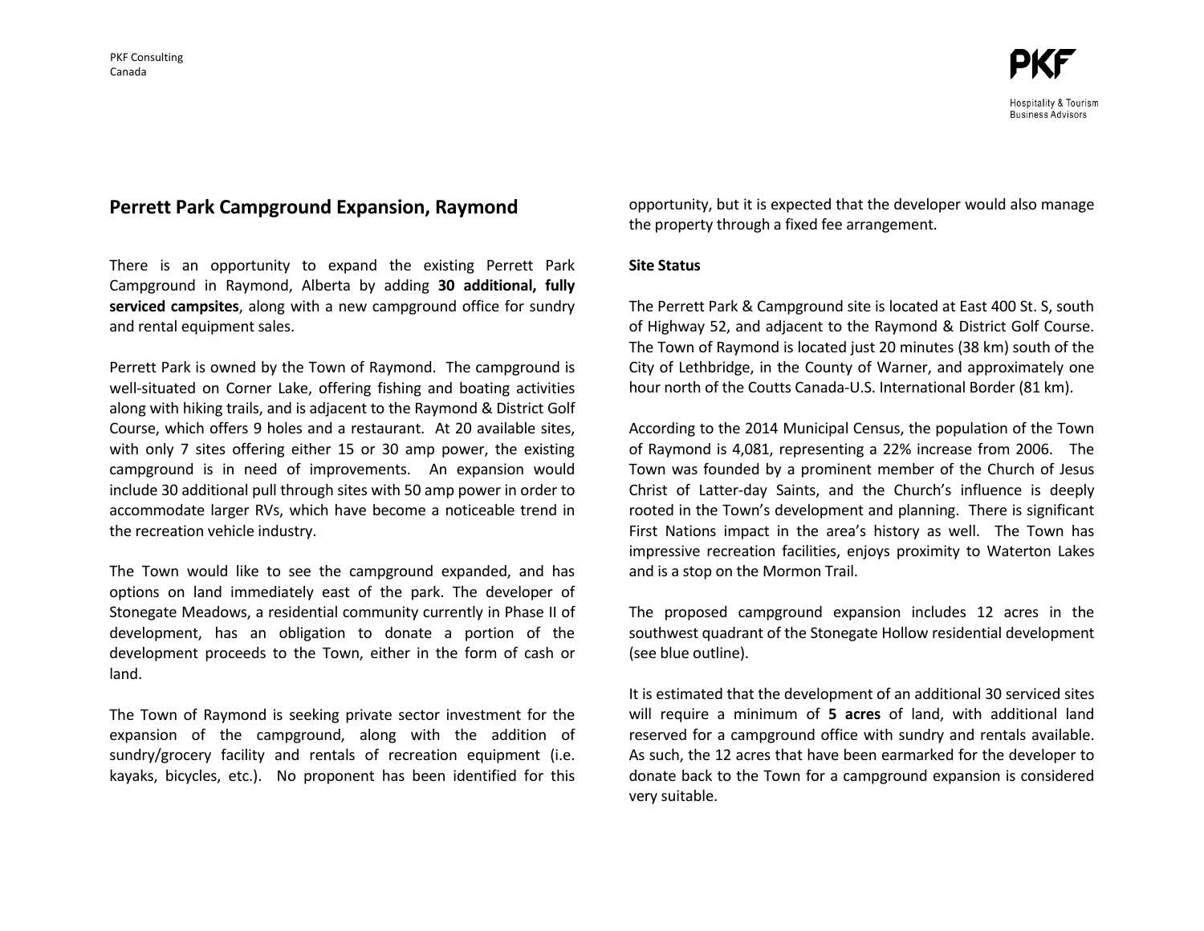## Perrett Park Campground Expansion, Raymond

There is an opportunity to expand the existing Perrett Park Campground in Raymond, Alberta by adding **30 additional, fully serviced campsites**, along with a new campground office for sundry and rental equipment sales.

Perrett Park is owned by the Town of Raymond. The campground is well-situated on Corner Lake, offering fishing and boating activities along with hiking trails, and is adjacent to the Raymond & District Golf Course, which offers 9 holes and a restaurant. At 20 available sites, with only 7 sites offering either 15 or 30 amp power, the existing campground is in need of improvements. An expansion would include 30 additional pull through sites with 50 amp power in order to accommodate larger RVs, which have become a noticeable trend in the recreation vehicle industry.

The Town would like to see the campground expanded, and has options on land immediately east of the park. The developer of Stonegate Meadows, a residential community currently in Phase II of development, has an obligation to donate a portion of the development proceeds to the Town, either in the form of cash or land.

The Town of Raymond is seeking private sector investment for the expansion of the campground, along with the addition of sundry/grocery facility and rentals of recreation equipment (i.e. kayaks, bicycles, etc.). No proponent has been identified for this opportunity, but it is expected that the developer would also manage the property through a fixed fee arrangement.

**Site Status**

The Perrett Park & Campground site is located at East 400 St. S, south of Highway 52, and adjacent to the Raymond & District Golf Course. The Town of Raymond is located just 20 minutes (38 km) south of the City of Lethbridge, in the County of Warner, and approximately one hour north of the Coutts Canada-U.S. International Border (81 km).

According to the 2014 Municipal Census, the population of the Town of Raymond is 4,081, representing a 22% increase from 2006. The Town was founded by a prominent member of the Church of Jesus Christ of Latter-day Saints, and the Church's influence is deeply rooted in the Town's development and planning. There is significant First Nations impact in the area's history as well. The Town has impressive recreation facilities, enjoys proximity to Waterton Lakes and is a stop on the Mormon Trail.

The proposed campground expansion includes 12 acres in the southwest quadrant of the Stonegate Hollow residential development (see blue outline).

It is estimated that the development of an additional 30 serviced sites will require a minimum of **5 acres** of land, with additional land reserved for a campground office with sundry and rentals available. As such, the 12 acres that have been earmarked for the developer to donate back to the Town for a campground expansion is considered very suitable.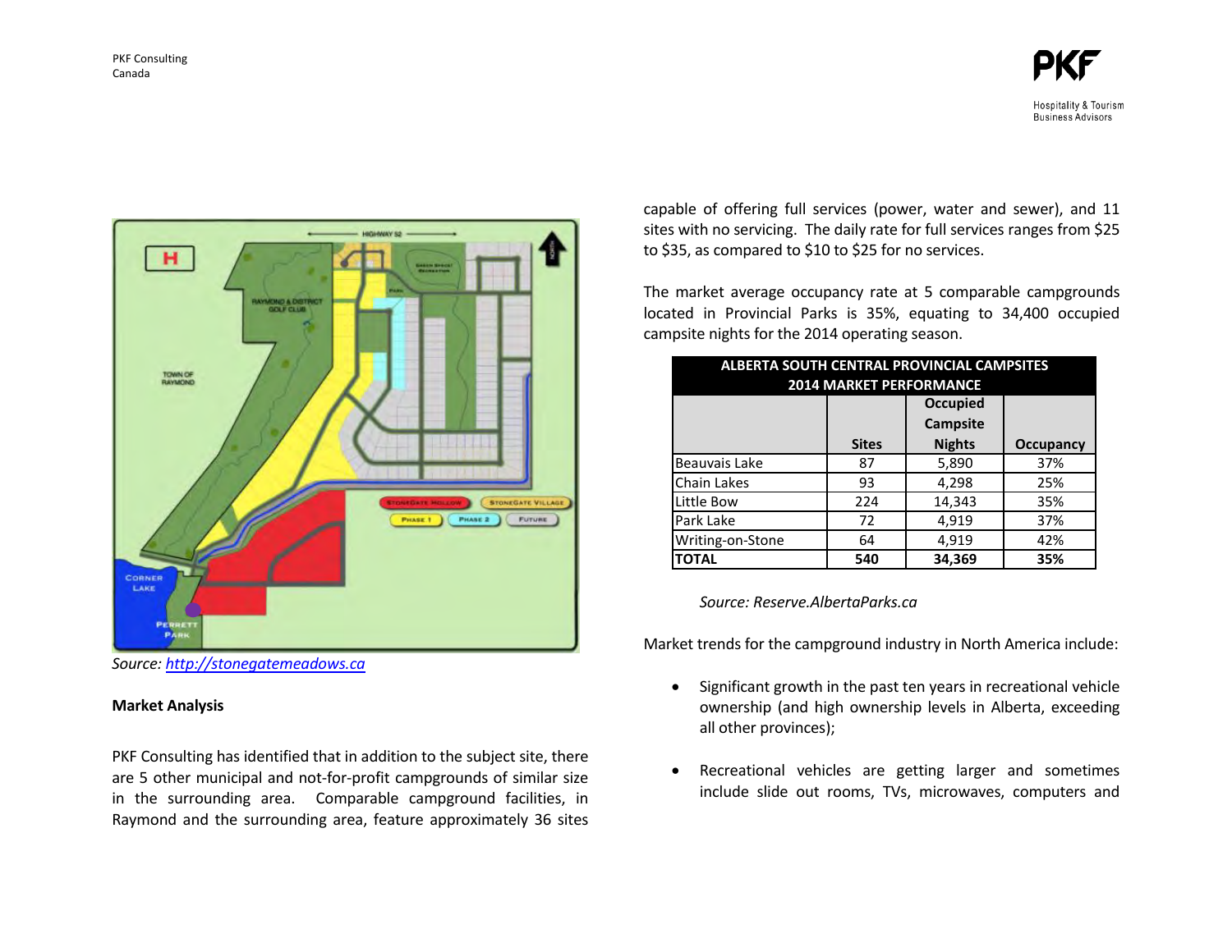Source: *http://stonegatemeadows.ca*

**Market Analysis**

PKF Consulting has identified that in addition to the subject site, there are 5 other municipal and not-for-profit campgrounds of similar size in the surrounding area. Comparable campground facilities, in Raymond and the surrounding area, feature approximately 36 sites capable of offering full services (power, water and sewer), and 11 sites with no servicing. The daily rate for full services ranges from $25 to $35, as compared to $10 to $25 for no services.

The market average occupancy rate at 5 comparable campgrounds located in Provincial Parks is 35%, equating to 34,400 occupied campsite nights for the 2014 operating season.

| ALBERTA SOUTH CENTRAL PROVINCIAL CAMPSITES 2014 MARKET PERFORMANCE | | | |
|---|---|---|---|
| | **Sites** | **Occupied Campsite Nights** | **Occupancy** |
| Beauvais Lake | 87 | 5,890 | 37% |
| Chain Lakes | 93 | 4,298 | 25% |
| Little Bow | 224 | 14,343 | 35% |
| Park Lake | 72 | 4,919 | 37% |
| Writing-on-Stone | 64 | 4,919 | 42% |
| **TOTAL** | **540** | **34,369** | **35%** |

*Source: Reserve.AlbertaParks.ca*

Market trends for the campground industry in North America include:

- Significant growth in the past ten years in recreational vehicle ownership (and high ownership levels in Alberta, exceeding all other provinces);
- Recreational vehicles are getting larger and sometimes include slide out rooms, TVs, microwaves, computers and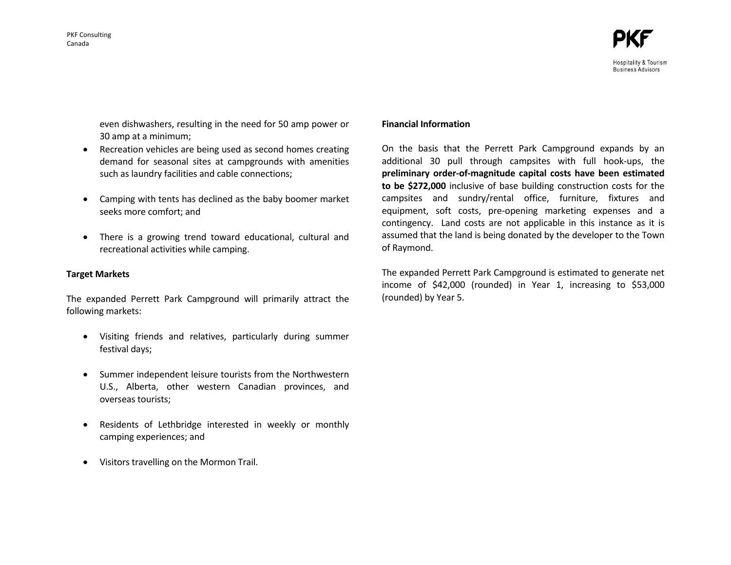even dishwashers, resulting in the need for 50 amp power or 30 amp at a minimum;

- Recreation vehicles are being used as second homes creating demand for seasonal sites at campgrounds with amenities such as laundry facilities and cable connections;
- Camping with tents has declined as the baby boomer market seeks more comfort; and
- There is a growing trend toward educational, cultural and recreational activities while camping.

**Target Markets**

The expanded Perrett Park Campground will primarily attract the following markets:

- Visiting friends and relatives, particularly during summer festival days;
- Summer independent leisure tourists from the Northwestern U.S., Alberta, other western Canadian provinces, and overseas tourists;
- Residents of Lethbridge interested in weekly or monthly camping experiences; and
- Visitors travelling on the Mormon Trail.

**Financial Information**

On the basis that the Perrett Park Campground expands by an additional 30 pull through campsites with full hook-ups, the **preliminary order-of-magnitude capital costs have been estimated to be $272,000** inclusive of base building construction costs for the campsites and sundry/rental office, furniture, fixtures and equipment, soft costs, pre-opening marketing expenses and a contingency. Land costs are not applicable in this instance as it is assumed that the land is being donated by the developer to the Town of Raymond.

The expanded Perrett Park Campground is estimated to generate net income of $42,000 (rounded) in Year 1, increasing to $53,000 (rounded) by Year 5.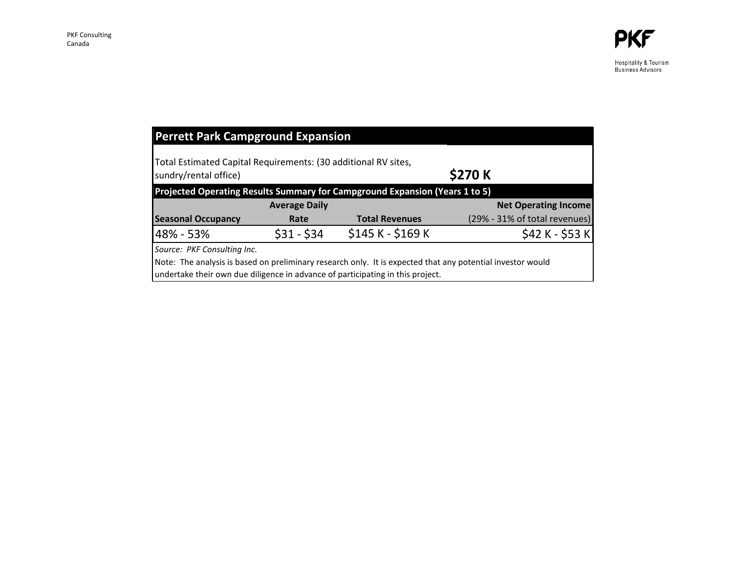## Perrett Park Campground Expansion

Total Estimated Capital Requirements: (30 additional RV sites, sundry/rental office) **$270 K**

**Projected Operating Results Summary for Campground Expansion (Years 1 to 5)**

| Seasonal Occupancy | Average Daily Rate | Total Revenues | Net Operating Income (29% - 31% of total revenues) |
|---|---|---|---|
| 48% - 53% | \$31 - \$34 | \$145 K - \$169 K | \$42 K - \$53 K |

*Source: PKF Consulting Inc.*

Note: The analysis is based on preliminary research only. It is expected that any potential investor would undertake their own due diligence in advance of participating in this project.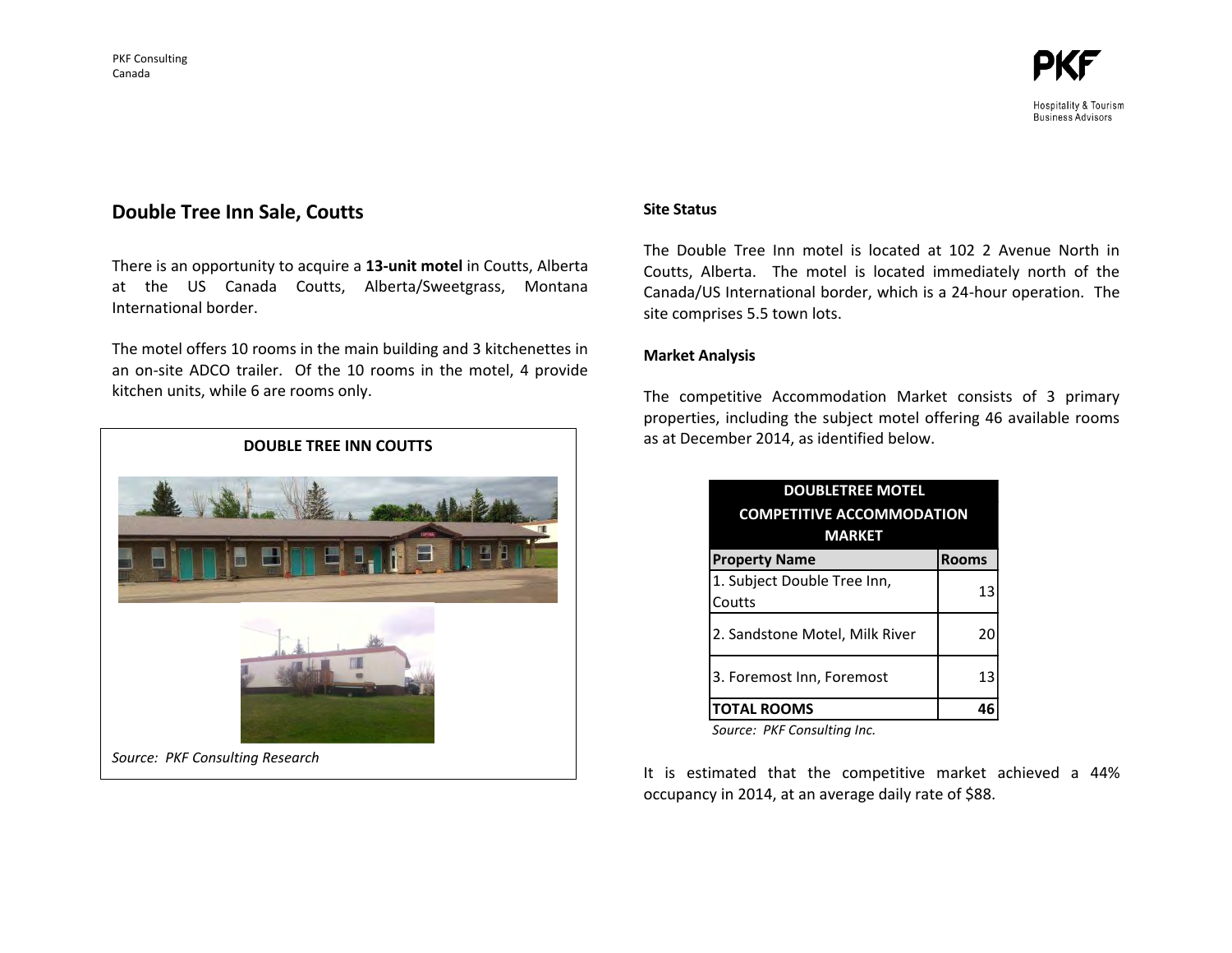## Double Tree Inn Sale, Coutts

There is an opportunity to acquire a **13-unit motel** in Coutts, Alberta at the US Canada Coutts, Alberta/Sweetgrass, Montana International border.

The motel offers 10 rooms in the main building and 3 kitchenettes in an on-site ADCO trailer. Of the 10 rooms in the motel, 4 provide kitchen units, while 6 are rooms only.

**DOUBLE TREE INN COUTTS**

*Source: PKF Consulting Research*

**Site Status**

The Double Tree Inn motel is located at 102 2 Avenue North in Coutts, Alberta. The motel is located immediately north of the Canada/US International border, which is a 24-hour operation. The site comprises 5.5 town lots.

**Market Analysis**

The competitive Accommodation Market consists of 3 primary properties, including the subject motel offering 46 available rooms as at December 2014, as identified below.

**DOUBLETREE MOTEL COMPETITIVE ACCOMMODATION MARKET**

| Property Name | Rooms |
|---|---|
| 1. Subject Double Tree Inn, Coutts | 13 |
| 2. Sandstone Motel, Milk River | 20 |
| 3. Foremost Inn, Foremost | 13 |
| **TOTAL ROOMS** | **46** |

*Source: PKF Consulting Inc.*

It is estimated that the competitive market achieved a 44% occupancy in 2014, at an average daily rate of $88.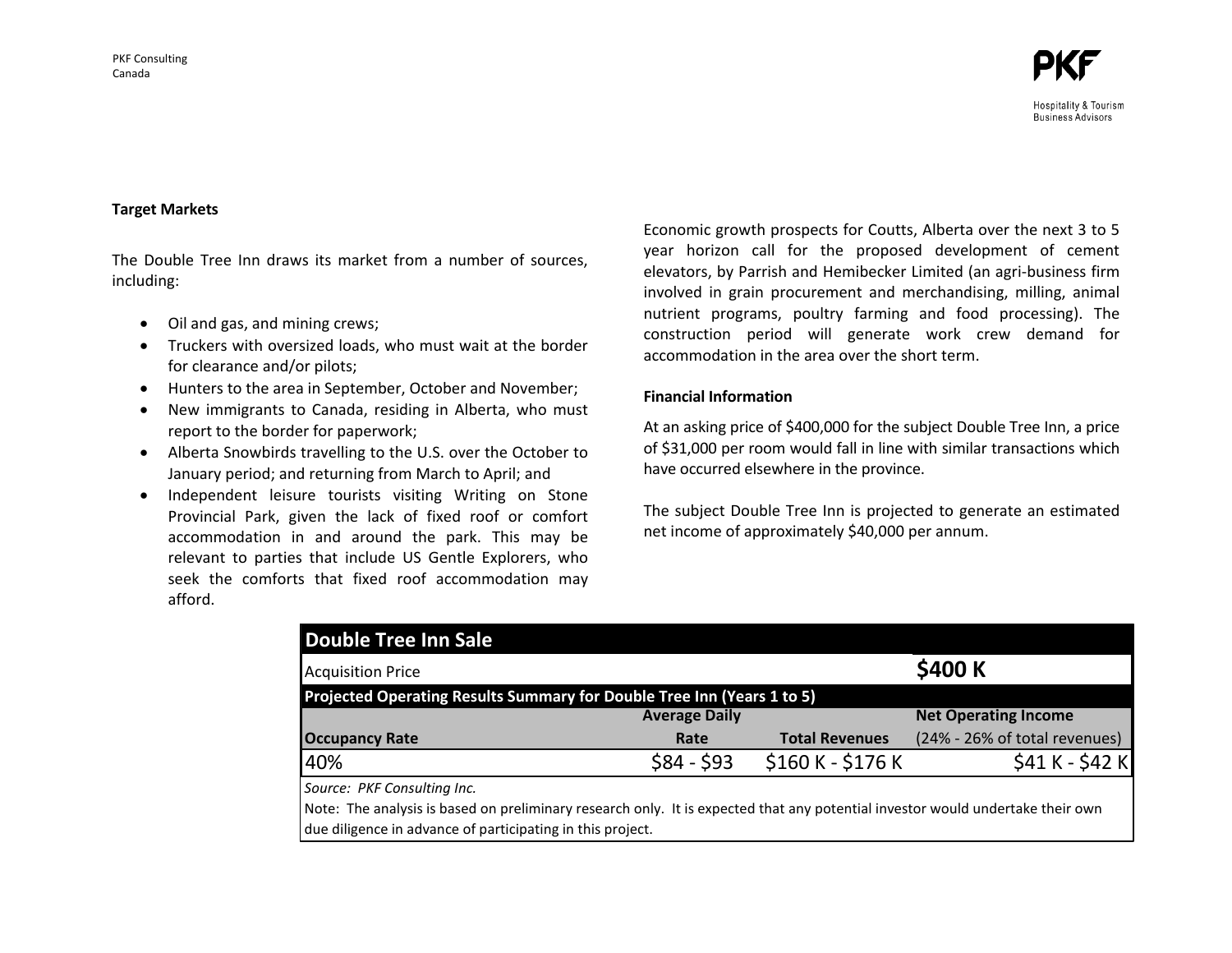### Target Markets

The Double Tree Inn draws its market from a number of sources, including:

- Oil and gas, and mining crews;
- Truckers with oversized loads, who must wait at the border for clearance and/or pilots;
- Hunters to the area in September, October and November;
- New immigrants to Canada, residing in Alberta, who must report to the border for paperwork;
- Alberta Snowbirds travelling to the U.S. over the October to January period; and returning from March to April; and
- Independent leisure tourists visiting Writing on Stone Provincial Park, given the lack of fixed roof or comfort accommodation in and around the park. This may be relevant to parties that include US Gentle Explorers, who seek the comforts that fixed roof accommodation may afford.

Economic growth prospects for Coutts, Alberta over the next 3 to 5 year horizon call for the proposed development of cement elevators, by Parrish and Hemibecker Limited (an agri-business firm involved in grain procurement and merchandising, milling, animal nutrient programs, poultry farming and food processing). The construction period will generate work crew demand for accommodation in the area over the short term.

### Financial Information

At an asking price of $400,000 for the subject Double Tree Inn, a price of $31,000 per room would fall in line with similar transactions which have occurred elsewhere in the province.

The subject Double Tree Inn is projected to generate an estimated net income of approximately $40,000 per annum.

| Double Tree Inn Sale | | | |
|---|---|---|---|
| Acquisition Price | | | **$400 K** |
| **Projected Operating Results Summary for Double Tree Inn (Years 1 to 5)** | | | |
| **Occupancy Rate** | **Average Daily Rate** | **Total Revenues** | **Net Operating Income** (24% - 26% of total revenues) |
| 40% | $84 - $93 | $160 K - $176 K | $41 K - $42 K |

*Source: PKF Consulting Inc.*

Note: The analysis is based on preliminary research only. It is expected that any potential investor would undertake their own due diligence in advance of participating in this project.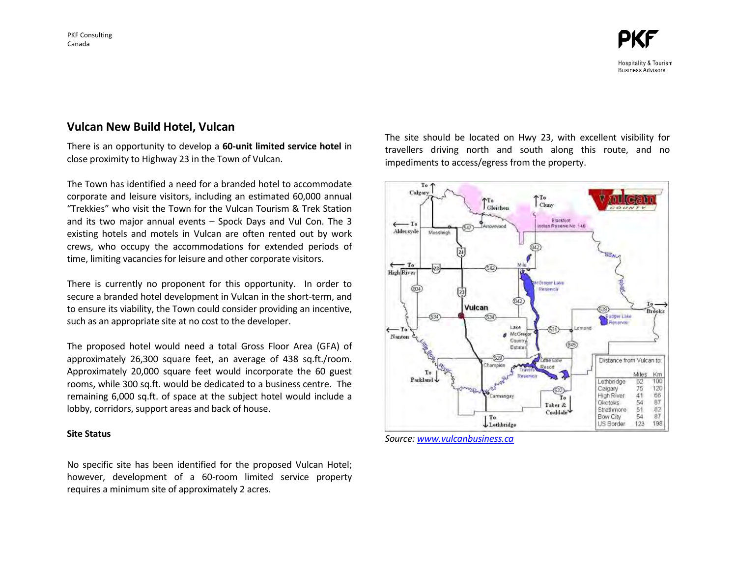## Vulcan New Build Hotel, Vulcan

There is an opportunity to develop a **60-unit limited service hotel** in close proximity to Highway 23 in the Town of Vulcan.

The Town has identified a need for a branded hotel to accommodate corporate and leisure visitors, including an estimated 60,000 annual "Trekkies" who visit the Town for the Vulcan Tourism & Trek Station and its two major annual events – Spock Days and Vul Con. The 3 existing hotels and motels in Vulcan are often rented out by work crews, who occupy the accommodations for extended periods of time, limiting vacancies for leisure and other corporate visitors.

There is currently no proponent for this opportunity. In order to secure a branded hotel development in Vulcan in the short-term, and to ensure its viability, the Town could consider providing an incentive, such as an appropriate site at no cost to the developer.

The proposed hotel would need a total Gross Floor Area (GFA) of approximately 26,300 square feet, an average of 438 sq.ft./room. Approximately 20,000 square feet would incorporate the 60 guest rooms, while 300 sq.ft. would be dedicated to a business centre. The remaining 6,000 sq.ft. of space at the subject hotel would include a lobby, corridors, support areas and back of house.

### Site Status

No specific site has been identified for the proposed Vulcan Hotel; however, development of a 60-room limited service property requires a minimum site of approximately 2 acres.

The site should be located on Hwy 23, with excellent visibility for travellers driving north and south along this route, and no impediments to access/egress from the property.

| Distance from Vulcan to: | Miles | Km |
|---|---|---|
| Lethbridge | 62 | 100 |
| Calgary | 75 | 120 |
| High River | 41 | 66 |
| Okotoks | 54 | 87 |
| Strathmore | 51 | 82 |
| Bow City | 54 | 87 |
| US Border | 123 | 198 |

*Source: www.vulcanbusiness.ca*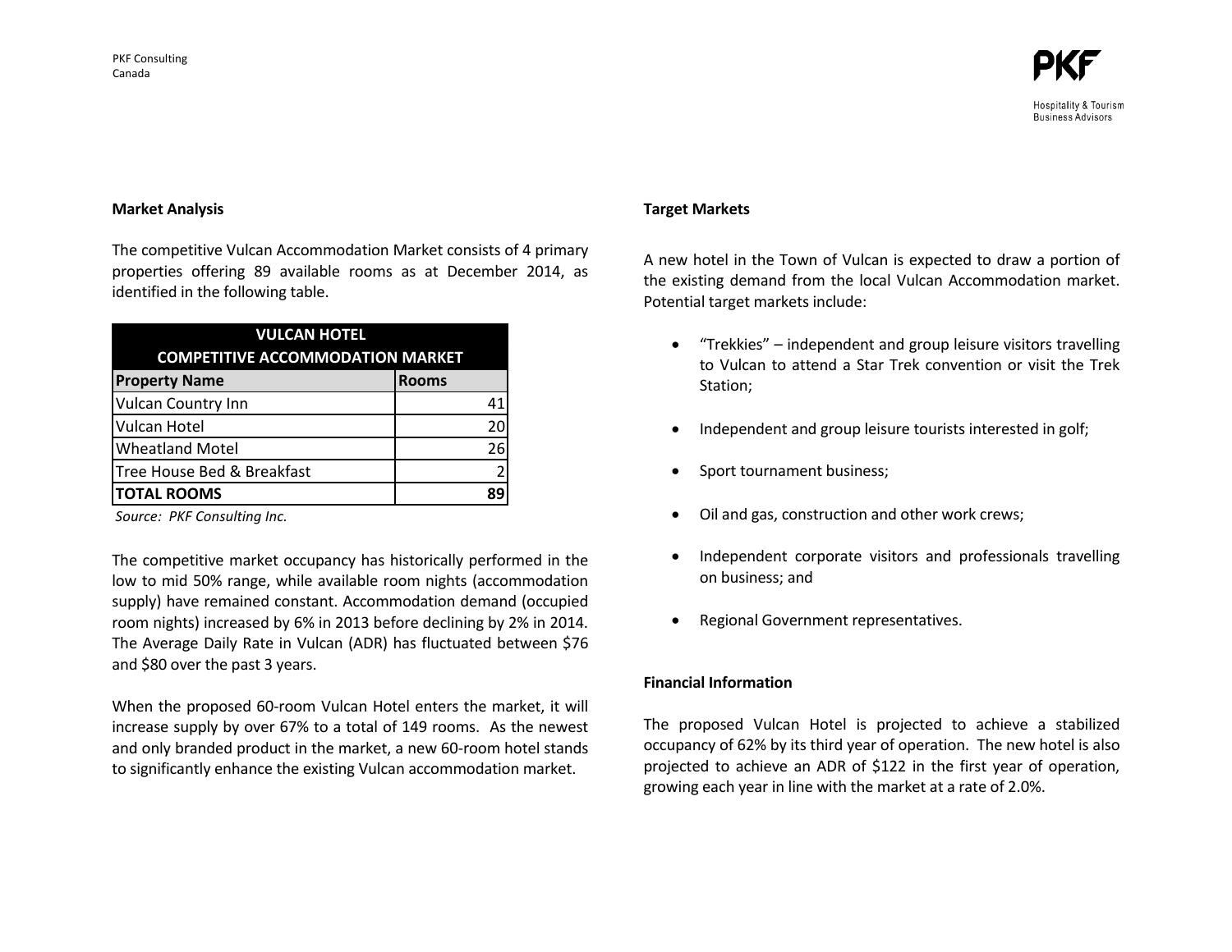## Market Analysis

The competitive Vulcan Accommodation Market consists of 4 primary properties offering 89 available rooms as at December 2014, as identified in the following table.

| VULCAN HOTEL COMPETITIVE ACCOMMODATION MARKET | |
|---|---|
| **Property Name** | **Rooms** |
| Vulcan Country Inn | 41 |
| Vulcan Hotel | 20 |
| Wheatland Motel | 26 |
| Tree House Bed & Breakfast | 2 |
| **TOTAL ROOMS** | **89** |

*Source: PKF Consulting Inc.*

The competitive market occupancy has historically performed in the low to mid 50% range, while available room nights (accommodation supply) have remained constant. Accommodation demand (occupied room nights) increased by 6% in 2013 before declining by 2% in 2014. The Average Daily Rate in Vulcan (ADR) has fluctuated between $76 and $80 over the past 3 years.

When the proposed 60-room Vulcan Hotel enters the market, it will increase supply by over 67% to a total of 149 rooms. As the newest and only branded product in the market, a new 60-room hotel stands to significantly enhance the existing Vulcan accommodation market.

## Target Markets

A new hotel in the Town of Vulcan is expected to draw a portion of the existing demand from the local Vulcan Accommodation market. Potential target markets include:

- "Trekkies" – independent and group leisure visitors travelling to Vulcan to attend a Star Trek convention or visit the Trek Station;
- Independent and group leisure tourists interested in golf;
- Sport tournament business;
- Oil and gas, construction and other work crews;
- Independent corporate visitors and professionals travelling on business; and
- Regional Government representatives.

## Financial Information

The proposed Vulcan Hotel is projected to achieve a stabilized occupancy of 62% by its third year of operation. The new hotel is also projected to achieve an ADR of $122 in the first year of operation, growing each year in line with the market at a rate of 2.0%.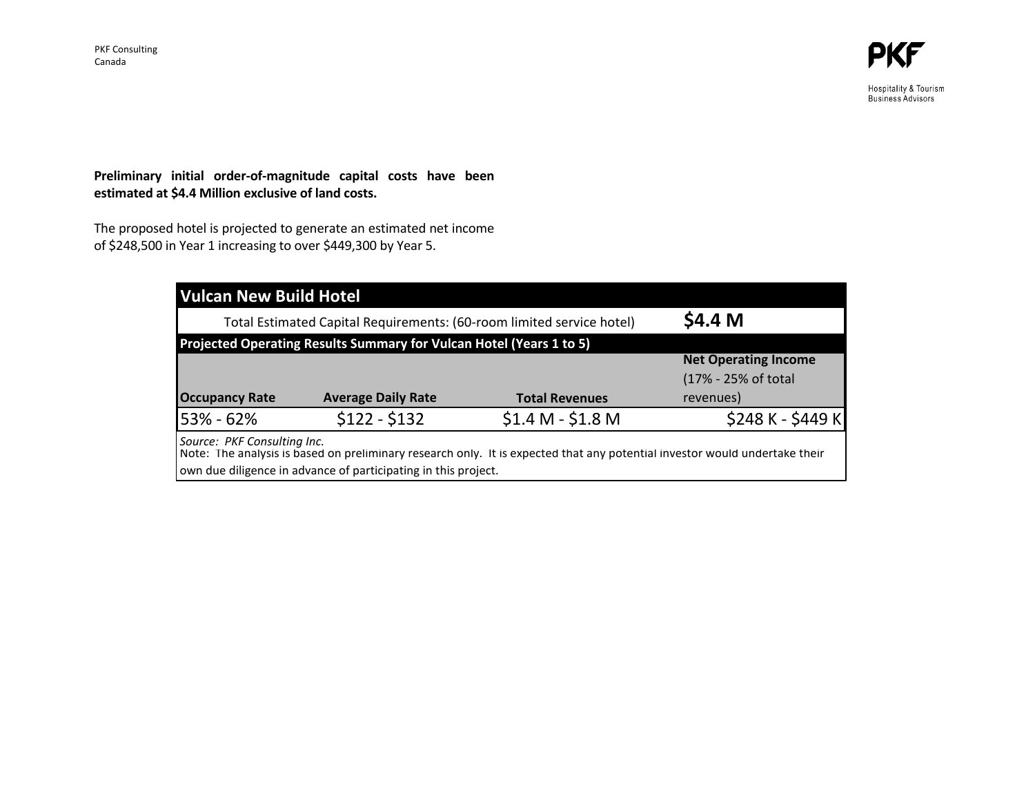**Preliminary initial order-of-magnitude capital costs have been estimated at $4.4 Million exclusive of land costs.**

The proposed hotel is projected to generate an estimated net income of $248,500 in Year 1 increasing to over $449,300 by Year 5.

| **Vulcan New Build Hotel** | | | |
|---|---|---|---|
| Total Estimated Capital Requirements: (60-room limited service hotel) | | | **$4.4 M** |
| **Projected Operating Results Summary for Vulcan Hotel (Years 1 to 5)** | | | |
| **Occupancy Rate** | **Average Daily Rate** | **Total Revenues** | **Net Operating Income** (17% - 25% of total revenues) |
| 53% - 62% | $122 - $132 | $1.4 M - $1.8 M | $248 K - $449 K |

*Source: PKF Consulting Inc.*

Note: The analysis is based on preliminary research only. It is expected that any potential investor would undertake their own due diligence in advance of participating in this project.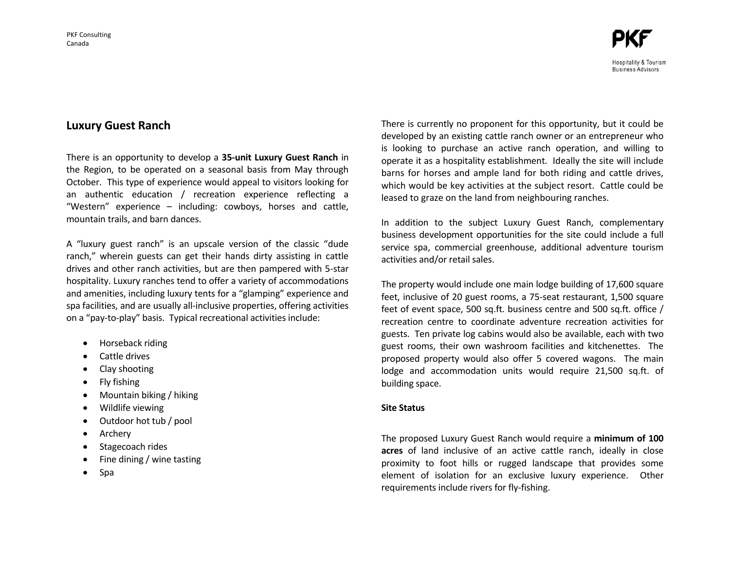## Luxury Guest Ranch

There is an opportunity to develop a **35-unit Luxury Guest Ranch** in the Region, to be operated on a seasonal basis from May through October. This type of experience would appeal to visitors looking for an authentic education / recreation experience reflecting a "Western" experience – including: cowboys, horses and cattle, mountain trails, and barn dances.

A "luxury guest ranch" is an upscale version of the classic "dude ranch," wherein guests can get their hands dirty assisting in cattle drives and other ranch activities, but are then pampered with 5-star hospitality. Luxury ranches tend to offer a variety of accommodations and amenities, including luxury tents for a "glamping" experience and spa facilities, and are usually all-inclusive properties, offering activities on a "pay-to-play" basis. Typical recreational activities include:

- Horseback riding
- Cattle drives
- Clay shooting
- Fly fishing
- Mountain biking / hiking
- Wildlife viewing
- Outdoor hot tub / pool
- Archery
- Stagecoach rides
- Fine dining / wine tasting
- Spa

There is currently no proponent for this opportunity, but it could be developed by an existing cattle ranch owner or an entrepreneur who is looking to purchase an active ranch operation, and willing to operate it as a hospitality establishment. Ideally the site will include barns for horses and ample land for both riding and cattle drives, which would be key activities at the subject resort. Cattle could be leased to graze on the land from neighbouring ranches.

In addition to the subject Luxury Guest Ranch, complementary business development opportunities for the site could include a full service spa, commercial greenhouse, additional adventure tourism activities and/or retail sales.

The property would include one main lodge building of 17,600 square feet, inclusive of 20 guest rooms, a 75-seat restaurant, 1,500 square feet of event space, 500 sq.ft. business centre and 500 sq.ft. office / recreation centre to coordinate adventure recreation activities for guests. Ten private log cabins would also be available, each with two guest rooms, their own washroom facilities and kitchenettes. The proposed property would also offer 5 covered wagons. The main lodge and accommodation units would require 21,500 sq.ft. of building space.

**Site Status**

The proposed Luxury Guest Ranch would require a **minimum of 100 acres** of land inclusive of an active cattle ranch, ideally in close proximity to foot hills or rugged landscape that provides some element of isolation for an exclusive luxury experience. Other requirements include rivers for fly-fishing.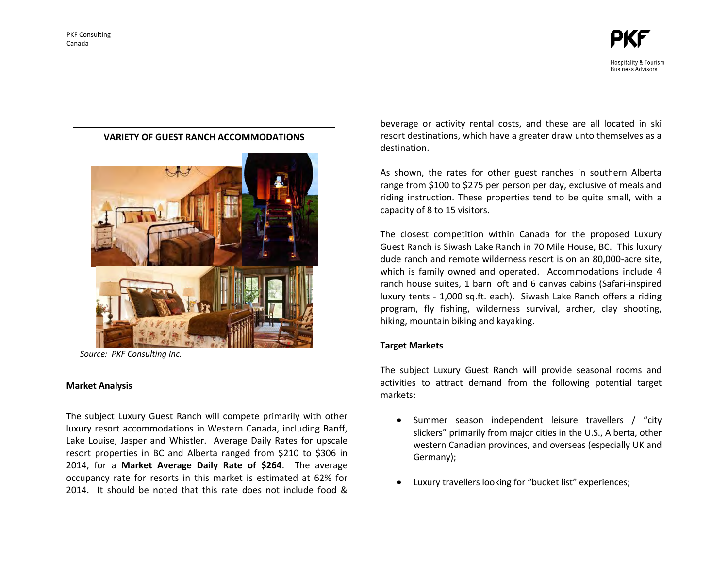**VARIETY OF GUEST RANCH ACCOMMODATIONS**

*Source: PKF Consulting Inc.*

**Market Analysis**

The subject Luxury Guest Ranch will compete primarily with other luxury resort accommodations in Western Canada, including Banff, Lake Louise, Jasper and Whistler. Average Daily Rates for upscale resort properties in BC and Alberta ranged from $210 to $306 in 2014, for a **Market Average Daily Rate of $264**. The average occupancy rate for resorts in this market is estimated at 62% for 2014. It should be noted that this rate does not include food & beverage or activity rental costs, and these are all located in ski resort destinations, which have a greater draw unto themselves as a destination.

As shown, the rates for other guest ranches in southern Alberta range from $100 to $275 per person per day, exclusive of meals and riding instruction. These properties tend to be quite small, with a capacity of 8 to 15 visitors.

The closest competition within Canada for the proposed Luxury Guest Ranch is Siwash Lake Ranch in 70 Mile House, BC. This luxury dude ranch and remote wilderness resort is on an 80,000-acre site, which is family owned and operated. Accommodations include 4 ranch house suites, 1 barn loft and 6 canvas cabins (Safari-inspired luxury tents - 1,000 sq.ft. each). Siwash Lake Ranch offers a riding program, fly fishing, wilderness survival, archer, clay shooting, hiking, mountain biking and kayaking.

**Target Markets**

The subject Luxury Guest Ranch will provide seasonal rooms and activities to attract demand from the following potential target markets:

- Summer season independent leisure travellers / “city slickers” primarily from major cities in the U.S., Alberta, other western Canadian provinces, and overseas (especially UK and Germany);
- Luxury travellers looking for “bucket list” experiences;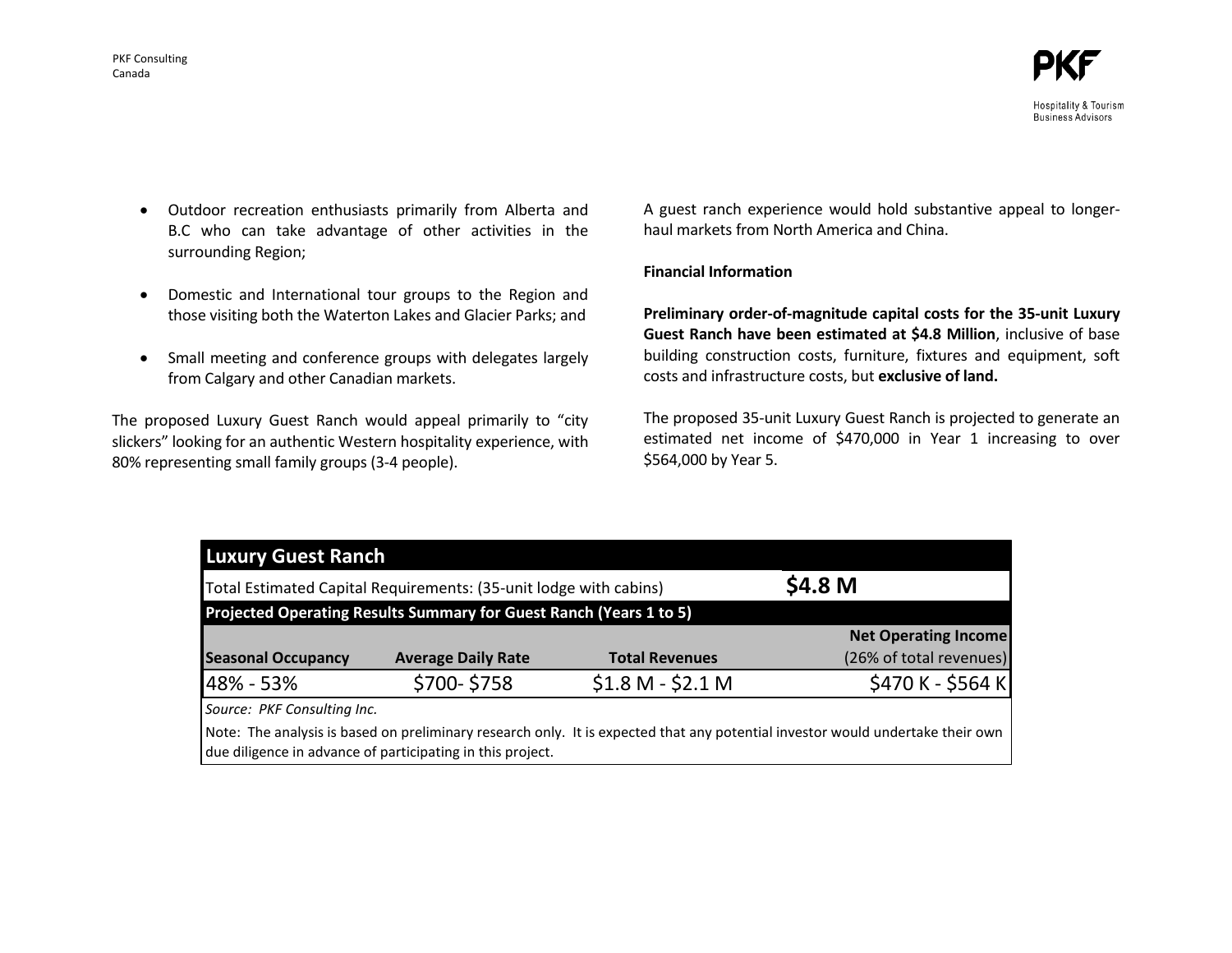- Outdoor recreation enthusiasts primarily from Alberta and B.C who can take advantage of other activities in the surrounding Region;

- Domestic and International tour groups to the Region and those visiting both the Waterton Lakes and Glacier Parks; and

- Small meeting and conference groups with delegates largely from Calgary and other Canadian markets.

The proposed Luxury Guest Ranch would appeal primarily to "city slickers" looking for an authentic Western hospitality experience, with 80% representing small family groups (3-4 people).

A guest ranch experience would hold substantive appeal to longer-haul markets from North America and China.

**Financial Information**

**Preliminary order-of-magnitude capital costs for the 35-unit Luxury Guest Ranch have been estimated at $4.8 Million**, inclusive of base building construction costs, furniture, fixtures and equipment, soft costs and infrastructure costs, but **exclusive of land.**

The proposed 35-unit Luxury Guest Ranch is projected to generate an estimated net income of $470,000 in Year 1 increasing to over $564,000 by Year 5.

| **Luxury Guest Ranch** | | | |
|---|---|---|---|
| Total Estimated Capital Requirements: (35-unit lodge with cabins) | | | **$4.8 M** |
| **Projected Operating Results Summary for Guest Ranch (Years 1 to 5)** | | | |
| **Seasonal Occupancy** | **Average Daily Rate** | **Total Revenues** | **Net Operating Income** (26% of total revenues) |
| 48% - 53% | $700- $758 | $1.8 M - $2.1 M | $470 K - $564 K |

*Source: PKF Consulting Inc.*

Note: The analysis is based on preliminary research only. It is expected that any potential investor would undertake their own due diligence in advance of participating in this project.